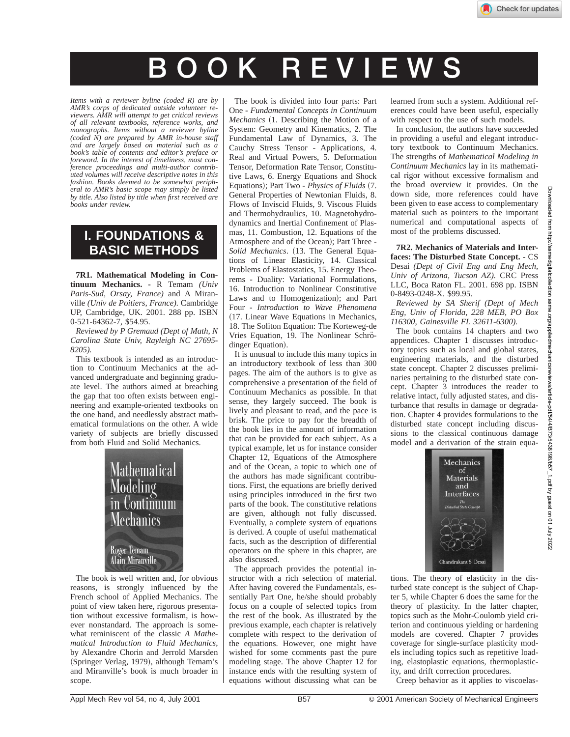# BOOK REVIEWS

*Items with a reviewer byline (coded R) are by AMR's corps of dedicated outside volunteer reviewers. AMR will attempt to get critical reviews of all relevant textbooks, reference works, and monographs. Items without a reviewer byline (coded N) are prepared by AMR in-house staff and are largely based on material such as a book's table of contents and editor's preface or foreword. In the interest of timeliness, most conference proceedings and multi-author contributed volumes will receive descriptive notes in this fashion. Books deemed to be somewhat peripheral to AMR's basic scope may simply be listed by title. Also listed by title when first received are books under review.*

## I. FOUNDATIONS & BASIC METHODS

**7R1. Mathematical Modeling in Continuum Mechanics.** - R Temam *(Univ Paris-Sud, Orsay, France)* and A Miranville *(Univ de Poitiers, France).* Cambridge UP, Cambridge, UK. 2001. 288 pp. ISBN 0-521-64362-7, $54.95.

*Reviewed by P Gremaud (Dept of Math, N Carolina State Univ, Rayleigh NC 27695-8205).*

This textbook is intended as an introduction to Continuum Mechanics at the advanced undergraduate and beginning graduate level. The authors aimed at breaching the gap that too often exists between engineering and example-oriented textbooks on the one hand, and needlessly abstract mathematical formulations on the other. A wide variety of subjects are briefly discussed from both Fluid and Solid Mechanics.

The book is well written and, for obvious reasons, is strongly influenced by the French school of Applied Mechanics. The point of view taken here, rigorous presentation without excessive formalism, is however nonstandard. The approach is somewhat reminiscent of the classic *A Mathematical Introduction to Fluid Mechanics*, by Alexandre Chorin and Jerrold Marsden (Springer Verlag, 1979), although Temam's and Miranville's book is much broader in scope.

The book is divided into four parts: Part One - *Fundamental Concepts in Continuum Mechanics* (1. Describing the Motion of a System: Geometry and Kinematics, 2. The Fundamental Law of Dynamics, 3. The Cauchy Stress Tensor - Applications, 4. Real and Virtual Powers, 5. Deformation Tensor, Deformation Rate Tensor, Constitutive Laws, 6. Energy Equations and Shock Equations); Part Two - *Physics of Fluids* (7. General Properties of Newtonian Fluids, 8. Flows of Inviscid Fluids, 9. Viscous Fluids and Thermohydraulics, 10. Magnetohydrodynamics and Inertial Confinement of Plasmas, 11. Combustion, 12. Equations of the Atmosphere and of the Ocean); Part Three - *Solid Mechanics*. (13. The General Equations of Linear Elasticity, 14. Classical Problems of Elastostatics, 15. Energy Theorems - Duality: Variational Formulations, 16. Introduction to Nonlinear Constitutive Laws and to Homogenization); and Part Four - *Introduction to Wave Phenomena* (17. Linear Wave Equations in Mechanics, 18. The Soliton Equation: The Korteweg-de Vries Equation, 19. The Nonlinear Schrödinger Equation).

It is unusual to include this many topics in an introductory textbook of less than 300 pages. The aim of the authors is to give as comprehensive a presentation of the field of Continuum Mechanics as possible. In that sense, they largely succeed. The book is lively and pleasant to read, and the pace is brisk. The price to pay for the breadth of the book lies in the amount of information that can be provided for each subject. As a typical example, let us for instance consider Chapter 12, Equations of the Atmosphere and of the Ocean, a topic to which one of the authors has made significant contributions. First, the equations are briefly derived using principles introduced in the first two parts of the book. The constitutive relations are given, although not fully discussed. Eventually, a complete system of equations is derived. A couple of useful mathematical facts, such as the description of differential operators on the sphere in this chapter, are also discussed.

The approach provides the potential instructor with a rich selection of material. After having covered the Fundamentals, essentially Part One, he/she should probably focus on a couple of selected topics from the rest of the book. As illustrated by the previous example, each chapter is relatively complete with respect to the derivation of the equations. However, one might have wished for some comments past the pure modeling stage. The above Chapter 12 for instance ends with the resulting system of equations without discussing what can be learned from such a system. Additional references could have been useful, especially with respect to the use of such models.

In conclusion, the authors have succeeded in providing a useful and elegant introductory textbook to Continuum Mechanics. The strengths of *Mathematical Modeling in Continuum Mechanics* lay in its mathematical rigor without excessive formalism and the broad overview it provides. On the down side, more references could have been given to ease access to complementary material such as pointers to the important numerical and computational aspects of most of the problems discussed.

**7R2. Mechanics of Materials and Interfaces: The Disturbed State Concept.** - CS Desai *(Dept of Civil Eng and Eng Mech, Univ of Arizona, Tucson AZ).* CRC Press LLC, Boca Raton FL. 2001. 698 pp. ISBN 0-8493-0248-X. $99.95.

*Reviewed by SA Sherif (Dept of Mech Eng, Univ of Florida, 228 MEB, PO Box 116300, Gainesville FL 32611-6300).*

The book contains 14 chapters and two appendices. Chapter 1 discusses introductory topics such as local and global states, engineering materials, and the disturbed state concept. Chapter 2 discusses preliminaries pertaining to the disturbed state concept. Chapter 3 introduces the reader to relative intact, fully adjusted states, and disturbance that results in damage or degradation. Chapter 4 provides formulations to the disturbed state concept including discussions to the classical continuous damage model and a derivation of the strain equations. The theory of elasticity in the disturbed state concept is the subject of Chapter 5, while Chapter 6 does the same for the theory of plasticity. In the latter chapter, topics such as the Mohr-Coulomb yield criterion and continuous yielding or hardening models are covered. Chapter 7 provides coverage for single-surface plasticity models including topics such as repetitive loading, elastoplastic equations, thermoplasticity, and drift correction procedures.

Creep behavior as it applies to viscoelas-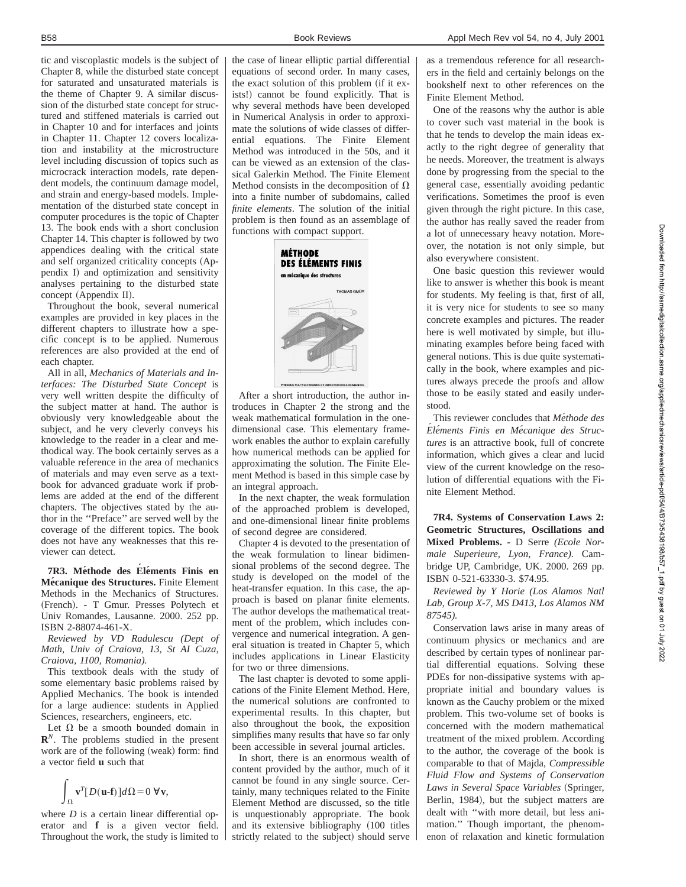tic and viscoplastic models is the subject of Chapter 8, while the disturbed state concept for saturated and unsaturated materials is the theme of Chapter 9. A similar discussion of the disturbed state concept for structured and stiffened materials is carried out in Chapter 10 and for interfaces and joints in Chapter 11. Chapter 12 covers localization and instability at the microstructure level including discussion of topics such as microcrack interaction models, rate dependent models, the continuum damage model, and strain and energy-based models. Implementation of the disturbed state concept in computer procedures is the topic of Chapter 13. The book ends with a short conclusion Chapter 14. This chapter is followed by two appendices dealing with the critical state and self organized criticality concepts (Appendix I) and optimization and sensitivity analyses pertaining to the disturbed state concept (Appendix II).

Throughout the book, several numerical examples are provided in key places in the different chapters to illustrate how a specific concept is to be applied. Numerous references are also provided at the end of each chapter.

All in all, *Mechanics of Materials and Interfaces: The Disturbed State Concept* is very well written despite the difficulty of the subject matter at hand. The author is obviously very knowledgeable about the subject, and he very cleverly conveys his knowledge to the reader in a clear and methodical way. The book certainly serves as a valuable reference in the area of mechanics of materials and may even serve as a textbook for advanced graduate work if problems are added at the end of the different chapters. The objectives stated by the author in the "Preface" are served well by the coverage of the different topics. The book does not have any weaknesses that this reviewer can detect.

**7R3. Méthode des Éléments Finis en Mécanique des Structures.** Finite Element Methods in the Mechanics of Structures. (French). - T Gmur. Presses Polytech et Univ Romandes, Lausanne. 2000. 252 pp. ISBN 2-88074-461-X.

*Reviewed by VD Radulescu (Dept of Math, Univ of Craiova, 13, St AI Cuza, Craiova, 1100, Romania).*

This textbook deals with the study of some elementary basic problems raised by Applied Mechanics. The book is intended for a large audience: students in Applied Sciences, researchers, engineers, etc.

Let $\Omega$ be a smooth bounded domain in $\mathbf{R}^N$. The problems studied in the present work are of the following (weak) form: find a vector field $\mathbf{u}$ such that

$$\int_\Omega \mathbf{v}^T [D(\mathbf{u}\text{-}\mathbf{f})] d\Omega = 0 \ \forall \mathbf{v},$$

where $D$ is a certain linear differential operator and $\mathbf{f}$ is a given vector field. Throughout the work, the study is limited to the case of linear elliptic partial differential equations of second order. In many cases, the exact solution of this problem (if it exists!) cannot be found explicitly. That is why several methods have been developed in Numerical Analysis in order to approximate the solutions of wide classes of differential equations. The Finite Element Method was introduced in the 50s, and it can be viewed as an extension of the classical Galerkin Method. The Finite Element Method consists in the decomposition of $\Omega$ into a finite number of subdomains, called *finite elements*. The solution of the initial problem is then found as an assemblage of functions with compact support.

After a short introduction, the author introduces in Chapter 2 the strong and the weak mathematical formulation in the one-dimensional case. This elementary framework enables the author to explain carefully how numerical methods can be applied for approximating the solution. The Finite Element Method is based in this simple case by an integral approach.

In the next chapter, the weak formulation of the approached problem is developed, and one-dimensional linear finite problems of second degree are considered.

Chapter 4 is devoted to the presentation of the weak formulation to linear bidimensional problems of the second degree. The study is developed on the model of the heat-transfer equation. In this case, the approach is based on planar finite elements. The author develops the mathematical treatment of the problem, which includes convergence and numerical integration. A general situation is treated in Chapter 5, which includes applications in Linear Elasticity for two or three dimensions.

The last chapter is devoted to some applications of the Finite Element Method. Here, the numerical solutions are confronted to experimental results. In this chapter, but also throughout the book, the exposition simplifies many results that have so far only been accessible in several journal articles.

In short, there is an enormous wealth of content provided by the author, much of it cannot be found in any single source. Certainly, many techniques related to the Finite Element Method are discussed, so the title is unquestionably appropriate. The book and its extensive bibliography (100 titles strictly related to the subject) should serve as a tremendous reference for all researchers in the field and certainly belongs on the bookshelf next to other references on the Finite Element Method.

One of the reasons why the author is able to cover such vast material in the book is that he tends to develop the main ideas exactly to the right degree of generality that he needs. Moreover, the treatment is always done by progressing from the special to the general case, essentially avoiding pedantic verifications. Sometimes the proof is even given through the right picture. In this case, the author has really saved the reader from a lot of unnecessary heavy notation. Moreover, the notation is not only simple, but also everywhere consistent.

One basic question this reviewer would like to answer is whether this book is meant for students. My feeling is that, first of all, it is very nice for students to see so many concrete examples and pictures. The reader here is well motivated by simple, but illuminating examples before being faced with general notions. This is due quite systematically in the book, where examples and pictures always precede the proofs and allow those to be easily stated and easily understood.

This reviewer concludes that *Méthode des Éléments Finis en Mécanique des Structures* is an attractive book, full of concrete information, which gives a clear and lucid view of the current knowledge on the resolution of differential equations with the Finite Element Method.

**7R4. Systems of Conservation Laws 2: Geometric Structures, Oscillations and Mixed Problems.** - D Serre *(Ecole Normale Superieure, Lyon, France).* Cambridge UP, Cambridge, UK. 2000. 269 pp. ISBN 0-521-63330-3. $74.95.

*Reviewed by Y Horie (Los Alamos Natl Lab, Group X-7, MS D413, Los Alamos NM 87545).*

Conservation laws arise in many areas of continuum physics or mechanics and are described by certain types of nonlinear partial differential equations. Solving these PDEs for non-dissipative systems with appropriate initial and boundary values is known as the Cauchy problem or the mixed problem. This two-volume set of books is concerned with the modern mathematical treatment of the mixed problem. According to the author, the coverage of the book is comparable to that of Majda, *Compressible Fluid Flow and Systems of Conservation Laws in Several Space Variables* (Springer, Berlin, 1984), but the subject matters are dealt with "with more detail, but less animation." Though important, the phenomenon of relaxation and kinetic formulation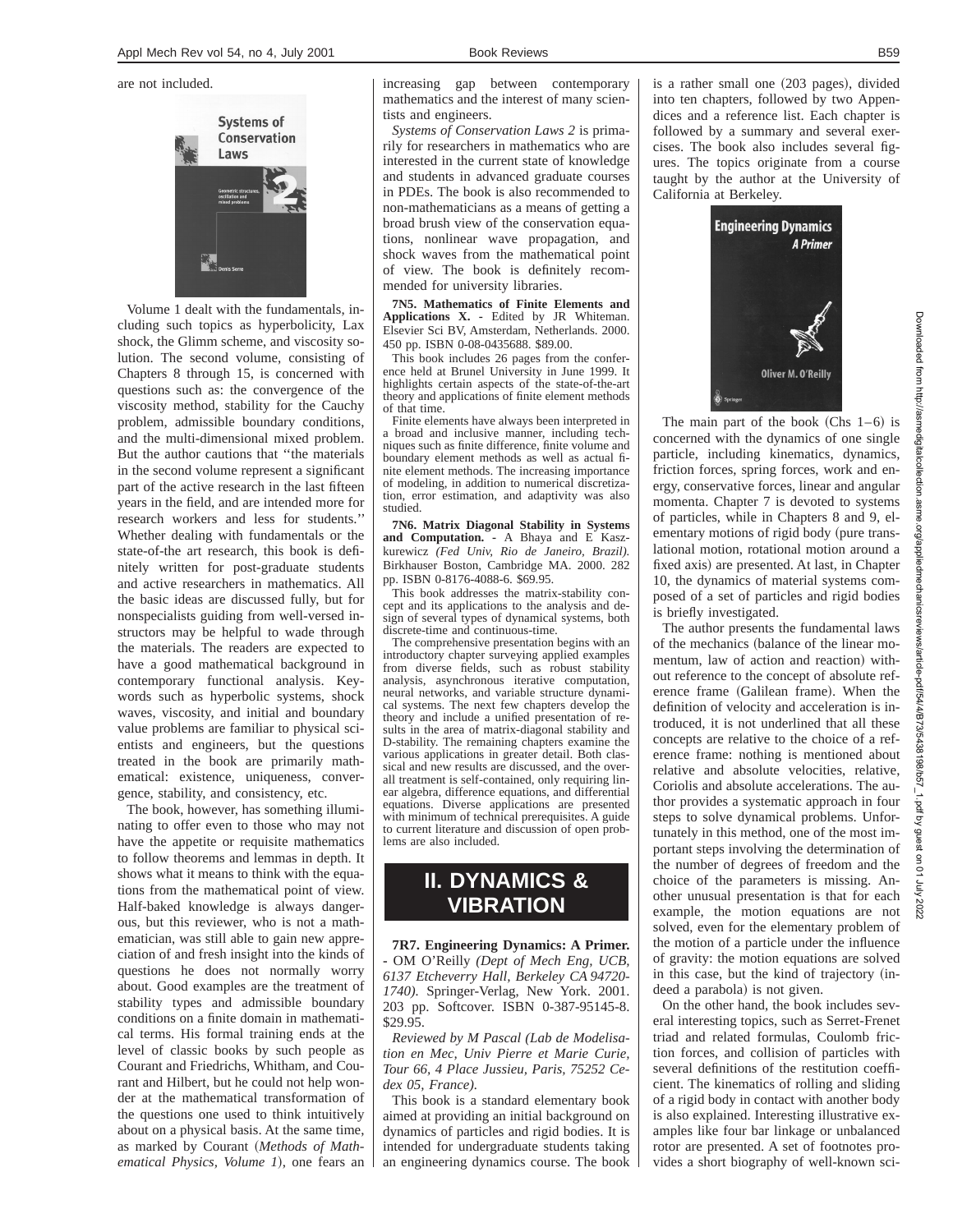are not included.

Volume 1 dealt with the fundamentals, including such topics as hyperbolicity, Lax shock, the Glimm scheme, and viscosity solution. The second volume, consisting of Chapters 8 through 15, is concerned with questions such as: the convergence of the viscosity method, stability for the Cauchy problem, admissible boundary conditions, and the multi-dimensional mixed problem. But the author cautions that ''the materials in the second volume represent a significant part of the active research in the last fifteen years in the field, and are intended more for research workers and less for students.'' Whether dealing with fundamentals or the state-of-the art research, this book is definitely written for post-graduate students and active researchers in mathematics. All the basic ideas are discussed fully, but for nonspecialists guiding from well-versed instructors may be helpful to wade through the materials. The readers are expected to have a good mathematical background in contemporary functional analysis. Keywords such as hyperbolic systems, shock waves, viscosity, and initial and boundary value problems are familiar to physical scientists and engineers, but the questions treated in the book are primarily mathematical: existence, uniqueness, convergence, stability, and consistency, etc.

The book, however, has something illuminating to offer even to those who may not have the appetite or requisite mathematics to follow theorems and lemmas in depth. It shows what it means to think with the equations from the mathematical point of view. Half-baked knowledge is always dangerous, but this reviewer, who is not a mathematician, was still able to gain new appreciation of and fresh insight into the kinds of questions he does not normally worry about. Good examples are the treatment of stability types and admissible boundary conditions on a finite domain in mathematical terms. His formal training ends at the level of classic books by such people as Courant and Friedrichs, Whitham, and Courant and Hilbert, but he could not help wonder at the mathematical transformation of the questions one used to think intuitively about on a physical basis. At the same time, as marked by Courant (*Methods of Mathematical Physics, Volume 1*), one fears an increasing gap between contemporary mathematics and the interest of many scientists and engineers.

*Systems of Conservation Laws 2* is primarily for researchers in mathematics who are interested in the current state of knowledge and students in advanced graduate courses in PDEs. The book is also recommended to non-mathematicians as a means of getting a broad brush view of the conservation equations, nonlinear wave propagation, and shock waves from the mathematical point of view. The book is definitely recommended for university libraries.

**7N5. Mathematics of Finite Elements and Applications X.** - Edited by JR Whiteman. Elsevier Sci BV, Amsterdam, Netherlands. 2000. 450 pp. ISBN 0-08-0435688. $89.00.

This book includes 26 pages from the conference held at Brunel University in June 1999. It highlights certain aspects of the state-of-the-art theory and applications of finite element methods of that time.

Finite elements have always been interpreted in a broad and inclusive manner, including techniques such as finite difference, finite volume and boundary element methods as well as actual finite element methods. The increasing importance of modeling, in addition to numerical discretization, error estimation, and adaptivity was also studied.

**7N6. Matrix Diagonal Stability in Systems and Computation.** - A Bhaya and E Kaszkurewicz *(Fed Univ, Rio de Janeiro, Brazil).* Birkhauser Boston, Cambridge MA. 2000. 282 pp. ISBN 0-8176-4088-6. $69.95.

This book addresses the matrix-stability concept and its applications to the analysis and design of several types of dynamical systems, both discrete-time and continuous-time.

The comprehensive presentation begins with an introductory chapter surveying applied examples from diverse fields, such as robust stability analysis, asynchronous iterative computation, neural networks, and variable structure dynamical systems. The next few chapters develop the theory and include a unified presentation of results in the area of matrix-diagonal stability and D-stability. The remaining chapters examine the various applications in greater detail. Both classical and new results are discussed, and the overall treatment is self-contained, only requiring linear algebra, difference equations, and differential equations. Diverse applications are presented with minimum of technical prerequisites. A guide to current literature and discussion of open problems are also included.

# II. DYNAMICS & VIBRATION

**7R7. Engineering Dynamics: A Primer.** - OM O'Reilly *(Dept of Mech Eng, UCB, 6137 Etcheverry Hall, Berkeley CA 94720-1740).* Springer-Verlag, New York. 2001. 203 pp. Softcover. ISBN 0-387-95145-8. $29.95.

*Reviewed by M Pascal (Lab de Modelisation en Mec, Univ Pierre et Marie Curie, Tour 66, 4 Place Jussieu, Paris, 75252 Cedex 05, France).*

This book is a standard elementary book aimed at providing an initial background on dynamics of particles and rigid bodies. It is intended for undergraduate students taking an engineering dynamics course. The book is a rather small one (203 pages), divided into ten chapters, followed by two Appendices and a reference list. Each chapter is followed by a summary and several exercises. The book also includes several figures. The topics originate from a course taught by the author at the University of California at Berkeley.

The main part of the book (Chs 1–6) is concerned with the dynamics of one single particle, including kinematics, dynamics, friction forces, spring forces, work and energy, conservative forces, linear and angular momenta. Chapter 7 is devoted to systems of particles, while in Chapters 8 and 9, elementary motions of rigid body (pure translational motion, rotational motion around a fixed axis) are presented. At last, in Chapter 10, the dynamics of material systems composed of a set of particles and rigid bodies is briefly investigated.

The author presents the fundamental laws of the mechanics (balance of the linear momentum, law of action and reaction) without reference to the concept of absolute reference frame (Galilean frame). When the definition of velocity and acceleration is introduced, it is not underlined that all these concepts are relative to the choice of a reference frame: nothing is mentioned about relative and absolute velocities, relative, Coriolis and absolute accelerations. The author provides a systematic approach in four steps to solve dynamical problems. Unfortunately in this method, one of the most important steps involving the determination of the number of degrees of freedom and the choice of the parameters is missing. Another unusual presentation is that for each example, the motion equations are not solved, even for the elementary problem of the motion of a particle under the influence of gravity: the motion equations are solved in this case, but the kind of trajectory (indeed a parabola) is not given.

On the other hand, the book includes several interesting topics, such as Serret-Frenet triad and related formulas, Coulomb friction forces, and collision of particles with several definitions of the restitution coefficient. The kinematics of rolling and sliding of a rigid body in contact with another body is also explained. Interesting illustrative examples like four bar linkage or unbalanced rotor are presented. A set of footnotes provides a short biography of well-known sci-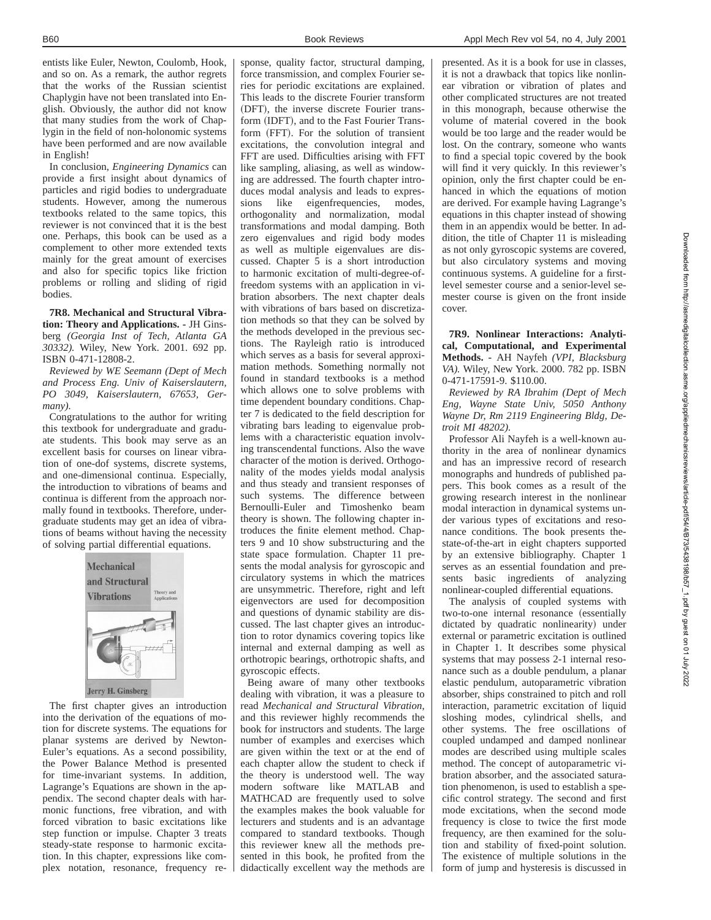entists like Euler, Newton, Coulomb, Hook, and so on. As a remark, the author regrets that the works of the Russian scientist Chaplygin have not been translated into English. Obviously, the author did not know that many studies from the work of Chaplygin in the field of non-holonomic systems have been performed and are now available in English!

In conclusion, *Engineering Dynamics* can provide a first insight about dynamics of particles and rigid bodies to undergraduate students. However, among the numerous textbooks related to the same topics, this reviewer is not convinced that it is the best one. Perhaps, this book can be used as a complement to other more extended texts mainly for the great amount of exercises and also for specific topics like friction problems or rolling and sliding of rigid bodies.

**7R8. Mechanical and Structural Vibration: Theory and Applications.** - JH Ginsberg *(Georgia Inst of Tech, Atlanta GA 30332).* Wiley, New York. 2001. 692 pp. ISBN 0-471-12808-2.

*Reviewed by WE Seemann (Dept of Mech and Process Eng. Univ of Kaiserslautern, PO 3049, Kaiserslautern, 67653, Germany).*

Congratulations to the author for writing this textbook for undergraduate and graduate students. This book may serve as an excellent basis for courses on linear vibration of one-dof systems, discrete systems, and one-dimensional continua. Especially, the introduction to vibrations of beams and continua is different from the approach normally found in textbooks. Therefore, undergraduate students may get an idea of vibrations of beams without having the necessity of solving partial differential equations.

The first chapter gives an introduction into the derivation of the equations of motion for discrete systems. The equations for planar systems are derived by Newton-Euler's equations. As a second possibility, the Power Balance Method is presented for time-invariant systems. In addition, Lagrange's Equations are shown in the appendix. The second chapter deals with harmonic functions, free vibration, and with forced vibration to basic excitations like step function or impulse. Chapter 3 treats steady-state response to harmonic excitation. In this chapter, expressions like complex notation, resonance, frequency response, quality factor, structural damping, force transmission, and complex Fourier series for periodic excitations are explained. This leads to the discrete Fourier transform (DFT), the inverse discrete Fourier transform (IDFT), and to the Fast Fourier Transform (FFT). For the solution of transient excitations, the convolution integral and FFT are used. Difficulties arising with FFT like sampling, aliasing, as well as windowing are addressed. The fourth chapter introduces modal analysis and leads to expressions like eigenfrequencies, modes, orthogonality and normalization, modal transformations and modal damping. Both zero eigenvalues and rigid body modes as well as multiple eigenvalues are discussed. Chapter 5 is a short introduction to harmonic excitation of multi-degree-of-freedom systems with an application in vibration absorbers. The next chapter deals with vibrations of bars based on discretization methods so that they can be solved by the methods developed in the previous sections. The Rayleigh ratio is introduced which serves as a basis for several approximation methods. Something normally not found in standard textbooks is a method which allows one to solve problems with time dependent boundary conditions. Chapter 7 is dedicated to the field description for vibrating bars leading to eigenvalue problems with a characteristic equation involving transcendental functions. Also the wave character of the motion is derived. Orthogonality of the modes yields modal analysis and thus steady and transient responses of such systems. The difference between Bernoulli-Euler and Timoshenko beam theory is shown. The following chapter introduces the finite element method. Chapters 9 and 10 show substructuring and the state space formulation. Chapter 11 presents the modal analysis for gyroscopic and circulatory systems in which the matrices are unsymmetric. Therefore, right and left eigenvectors are used for decomposition and questions of dynamic stability are discussed. The last chapter gives an introduction to rotor dynamics covering topics like internal and external damping as well as orthotropic bearings, orthotropic shafts, and gyroscopic effects.

Being aware of many other textbooks dealing with vibration, it was a pleasure to read *Mechanical and Structural Vibration*, and this reviewer highly recommends the book for instructors and students. The large number of examples and exercises which are given within the text or at the end of each chapter allow the student to check if the theory is understood well. The way modern software like MATLAB and MATHCAD are frequently used to solve the examples makes the book valuable for lecturers and students and is an advantage compared to standard textbooks. Though this reviewer knew all the methods presented in this book, he profited from the didactically excellent way the methods are presented. As it is a book for use in classes, it is not a drawback that topics like nonlinear vibration or vibration of plates and other complicated structures are not treated in this monograph, because otherwise the volume of material covered in the book would be too large and the reader would be lost. On the contrary, someone who wants to find a special topic covered by the book will find it very quickly. In this reviewer's opinion, only the first chapter could be enhanced in which the equations of motion are derived. For example having Lagrange's equations in this chapter instead of showing them in an appendix would be better. In addition, the title of Chapter 11 is misleading as not only gyroscopic systems are covered, but also circulatory systems and moving continuous systems. A guideline for a first-level semester course and a senior-level semester course is given on the front inside cover.

**7R9. Nonlinear Interactions: Analytical, Computational, and Experimental Methods.** - AH Nayfeh *(VPI, Blacksburg VA).* Wiley, New York. 2000. 782 pp. ISBN 0-471-17591-9. $110.00.

*Reviewed by RA Ibrahim (Dept of Mech Eng, Wayne State Univ, 5050 Anthony Wayne Dr, Rm 2119 Engineering Bldg, Detroit MI 48202).*

Professor Ali Nayfeh is a well-known authority in the area of nonlinear dynamics and has an impressive record of research monographs and hundreds of published papers. This book comes as a result of the growing research interest in the nonlinear modal interaction in dynamical systems under various types of excitations and resonance conditions. The book presents the-state-of-the-art in eight chapters supported by an extensive bibliography. Chapter 1 serves as an essential foundation and presents basic ingredients of analyzing nonlinear-coupled differential equations.

The analysis of coupled systems with two-to-one internal resonance (essentially dictated by quadratic nonlinearity) under external or parametric excitation is outlined in Chapter 1. It describes some physical systems that may possess 2-1 internal resonance such as a double pendulum, a planar elastic pendulum, autoparametric vibration absorber, ships constrained to pitch and roll interaction, parametric excitation of liquid sloshing modes, cylindrical shells, and other systems. The free oscillations of coupled undamped and damped nonlinear modes are described using multiple scales method. The concept of autoparametric vibration absorber, and the associated saturation phenomenon, is used to establish a specific control strategy. The second and first mode excitations, when the second mode frequency is close to twice the first mode frequency, are then examined for the solution and stability of fixed-point solution. The existence of multiple solutions in the form of jump and hysteresis is discussed in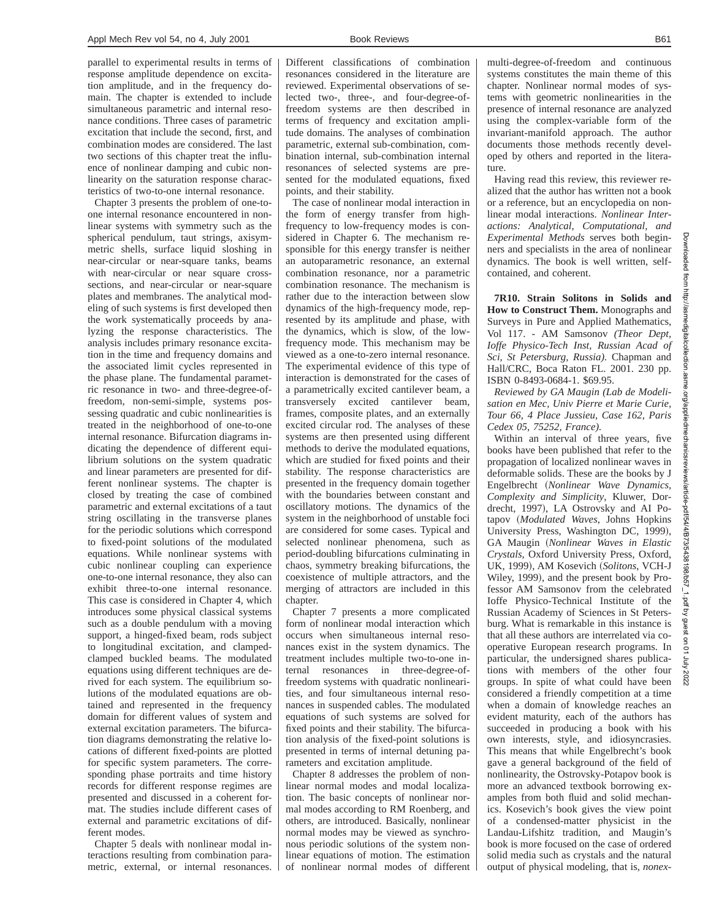parallel to experimental results in terms of response amplitude dependence on excitation amplitude, and in the frequency domain. The chapter is extended to include simultaneous parametric and internal resonance conditions. Three cases of parametric excitation that include the second, first, and combination modes are considered. The last two sections of this chapter treat the influence of nonlinear damping and cubic nonlinearity on the saturation response characteristics of two-to-one internal resonance.

Chapter 3 presents the problem of one-to-one internal resonance encountered in nonlinear systems with symmetry such as the spherical pendulum, taut strings, axisymmetric shells, surface liquid sloshing in near-circular or near-square tanks, beams with near-circular or near square cross-sections, and near-circular or near-square plates and membranes. The analytical modeling of such systems is first developed then the work systematically proceeds by analyzing the response characteristics. The analysis includes primary resonance excitation in the time and frequency domains and the associated limit cycles represented in the phase plane. The fundamental parametric resonance in two- and three-degree-of-freedom, non-semi-simple, systems possessing quadratic and cubic nonlinearities is treated in the neighborhood of one-to-one internal resonance. Bifurcation diagrams indicating the dependence of different equilibrium solutions on the system quadratic and linear parameters are presented for different nonlinear systems. The chapter is closed by treating the case of combined parametric and external excitations of a taut string oscillating in the transverse planes for the periodic solutions which correspond to fixed-point solutions of the modulated equations. While nonlinear systems with cubic nonlinear coupling can experience one-to-one internal resonance, they also can exhibit three-to-one internal resonance. This case is considered in Chapter 4, which introduces some physical classical systems such as a double pendulum with a moving support, a hinged-fixed beam, rods subject to longitudinal excitation, and clamped-clamped buckled beams. The modulated equations using different techniques are derived for each system. The equilibrium solutions of the modulated equations are obtained and represented in the frequency domain for different values of system and external excitation parameters. The bifurcation diagrams demonstrating the relative locations of different fixed-points are plotted for specific system parameters. The corresponding phase portraits and time history records for different response regimes are presented and discussed in a coherent format. The studies include different cases of external and parametric excitations of different modes.

Chapter 5 deals with nonlinear modal interactions resulting from combination parametric, external, or internal resonances. Different classifications of combination resonances considered in the literature are reviewed. Experimental observations of selected two-, three-, and four-degree-of-freedom systems are then described in terms of frequency and excitation amplitude domains. The analyses of combination parametric, external sub-combination, combination internal, sub-combination internal resonances of selected systems are presented for the modulated equations, fixed points, and their stability.

The case of nonlinear modal interaction in the form of energy transfer from high-frequency to low-frequency modes is considered in Chapter 6. The mechanism responsible for this energy transfer is neither an autoparametric resonance, an external combination resonance, nor a parametric combination resonance. The mechanism is rather due to the interaction between slow dynamics of the high-frequency mode, represented by its amplitude and phase, with the dynamics, which is slow, of the low-frequency mode. This mechanism may be viewed as a one-to-zero internal resonance. The experimental evidence of this type of interaction is demonstrated for the cases of a parametrically excited cantilever beam, a transversely excited cantilever beam, frames, composite plates, and an externally excited circular rod. The analyses of these systems are then presented using different methods to derive the modulated equations, which are studied for fixed points and their stability. The response characteristics are presented in the frequency domain together with the boundaries between constant and oscillatory motions. The dynamics of the system in the neighborhood of unstable foci are considered for some cases. Typical and selected nonlinear phenomena, such as period-doubling bifurcations culminating in chaos, symmetry breaking bifurcations, the coexistence of multiple attractors, and the merging of attractors are included in this chapter.

Chapter 7 presents a more complicated form of nonlinear modal interaction which occurs when simultaneous internal resonances exist in the system dynamics. The treatment includes multiple two-to-one internal resonances in three-degree-of-freedom systems with quadratic nonlinearities, and four simultaneous internal resonances in suspended cables. The modulated equations of such systems are solved for fixed points and their stability. The bifurcation analysis of the fixed-point solutions is presented in terms of internal detuning parameters and excitation amplitude.

Chapter 8 addresses the problem of nonlinear normal modes and modal localization. The basic concepts of nonlinear normal modes according to RM Roenberg, and others, are introduced. Basically, nonlinear normal modes may be viewed as synchronous periodic solutions of the system nonlinear equations of motion. The estimation of nonlinear normal modes of different multi-degree-of-freedom and continuous systems constitutes the main theme of this chapter. Nonlinear normal modes of systems with geometric nonlinearities in the presence of internal resonance are analyzed using the complex-variable form of the invariant-manifold approach. The author documents those methods recently developed by others and reported in the literature.

Having read this review, this reviewer realized that the author has written not a book or a reference, but an encyclopedia on nonlinear modal interactions. *Nonlinear Interactions: Analytical, Computational, and Experimental Methods* serves both beginners and specialists in the area of nonlinear dynamics. The book is well written, self-contained, and coherent.

**7R10. Strain Solitons in Solids and How to Construct Them.** Monographs and Surveys in Pure and Applied Mathematics, Vol 117. - AM Samsonov *(Theor Dept, Ioffe Physico-Tech Inst, Russian Acad of Sci, St Petersburg, Russia).* Chapman and Hall/CRC, Boca Raton FL. 2001. 230 pp. ISBN 0-8493-0684-1. $69.95.

*Reviewed by GA Maugin (Lab de Modelisation en Mec, Univ Pierre et Marie Curie, Tour 66, 4 Place Jussieu, Case 162, Paris Cedex 05, 75252, France).*

Within an interval of three years, five books have been published that refer to the propagation of localized nonlinear waves in deformable solids. These are the books by J Engelbrecht (*Nonlinear Wave Dynamics, Complexity and Simplicity*, Kluwer, Dordrecht, 1997), LA Ostrovsky and AI Potapov (*Modulated Waves*, Johns Hopkins University Press, Washington DC, 1999), GA Maugin (*Nonlinear Waves in Elastic Crystals*, Oxford University Press, Oxford, UK, 1999), AM Kosevich (*Solitons*, VCH-J Wiley, 1999), and the present book by Professor AM Samsonov from the celebrated Ioffe Physico-Technical Institute of the Russian Academy of Sciences in St Petersburg. What is remarkable in this instance is that all these authors are interrelated via cooperative European research programs. In particular, the undersigned shares publications with members of the other four groups. In spite of what could have been considered a friendly competition at a time when a domain of knowledge reaches an evident maturity, each of the authors has succeeded in producing a book with his own interests, style, and idiosyncrasies. This means that while Engelbrecht's book gave a general background of the field of nonlinearity, the Ostrovsky-Potapov book is more an advanced textbook borrowing examples from both fluid and solid mechanics. Kosevich's book gives the view point of a condensed-matter physicist in the Landau-Lifshitz tradition, and Maugin's book is more focused on the case of ordered solid media such as crystals and the natural output of physical modeling, that is, *nonex-*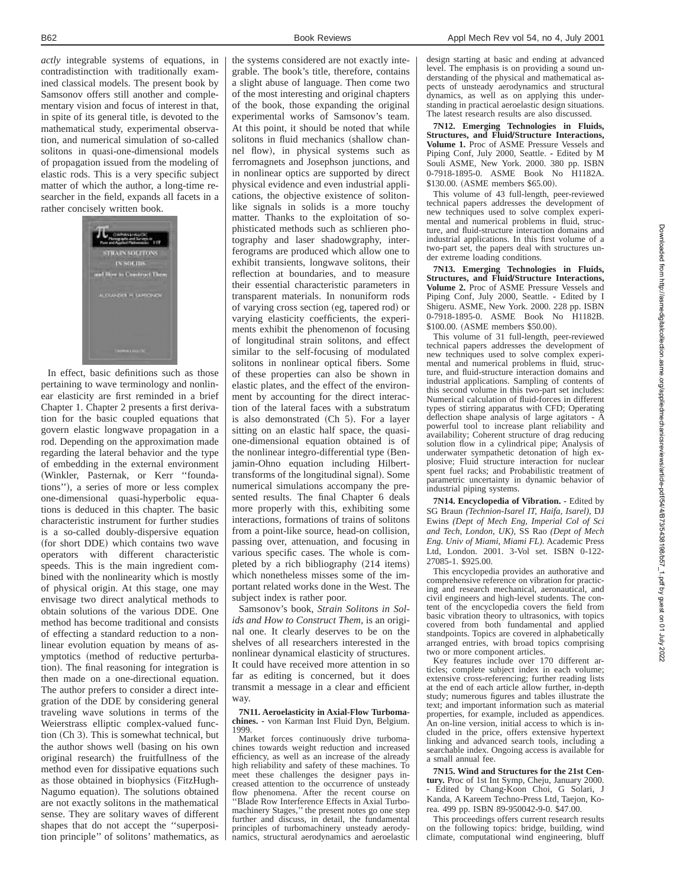*actly* integrable systems of equations, in contradistinction with traditionally examined classical models. The present book by Samsonov offers still another and complementary vision and focus of interest in that, in spite of its general title, is devoted to the mathematical study, experimental observation, and numerical simulation of so-called solitons in quasi-one-dimensional models of propagation issued from the modeling of elastic rods. This is a very specific subject matter of which the author, a long-time researcher in the field, expands all facets in a rather concisely written book.

In effect, basic definitions such as those pertaining to wave terminology and nonlinear elasticity are first reminded in a brief Chapter 1. Chapter 2 presents a first derivation for the basic coupled equations that govern elastic longwave propagation in a rod. Depending on the approximation made regarding the lateral behavior and the type of embedding in the external environment (Winkler, Pasternak, or Kerr ''foundations''), a series of more or less complex one-dimensional quasi-hyperbolic equations is deduced in this chapter. The basic characteristic instrument for further studies is a so-called doubly-dispersive equation (for short DDE) which contains two wave operators with different characteristic speeds. This is the main ingredient combined with the nonlinearity which is mostly of physical origin. At this stage, one may envisage two direct analytical methods to obtain solutions of the various DDE. One method has become traditional and consists of effecting a standard reduction to a nonlinear evolution equation by means of asymptotics (method of reductive perturbation). The final reasoning for integration is then made on a one-directional equation. The author prefers to consider a direct integration of the DDE by considering general traveling wave solutions in terms of the Weierstrass elliptic complex-valued function (Ch 3). This is somewhat technical, but the author shows well (basing on his own original research) the fruitfullness of the method even for dissipative equations such as those obtained in biophysics (FitzHugh-Nagumo equation). The solutions obtained are not exactly solitons in the mathematical sense. They are solitary waves of different shapes that do not accept the ''superposition principle'' of solitons' mathematics, as the systems considered are not exactly integrable. The book's title, therefore, contains a slight abuse of language. Then come two of the most interesting and original chapters of the book, those expanding the original experimental works of Samsonov's team. At this point, it should be noted that while solitons in fluid mechanics (shallow channel flow), in physical systems such as ferromagnets and Josephson junctions, and in nonlinear optics are supported by direct physical evidence and even industrial applications, the objective existence of soliton-like signals in solids is a more touchy matter. Thanks to the exploitation of sophisticated methods such as schlieren photography and laser shadowgraphy, interferograms are produced which allow one to exhibit transients, longwave solitons, their reflection at boundaries, and to measure their essential characteristic parameters in transparent materials. In nonuniform rods of varying cross section (eg, tapered rod) or varying elasticity coefficients, the experiments exhibit the phenomenon of focusing of longitudinal strain solitons, and effect similar to the self-focusing of modulated solitons in nonlinear optical fibers. Some of these properties can also be shown in elastic plates, and the effect of the environment by accounting for the direct interaction of the lateral faces with a substratum is also demonstrated (Ch 5). For a layer sitting on an elastic half space, the quasi-one-dimensional equation obtained is of the nonlinear integro-differential type (Benjamin-Ohno equation including Hilbert-transforms of the longitudinal signal). Some numerical simulations accompany the presented results. The final Chapter 6 deals more properly with this, exhibiting some interactions, formations of trains of solitons from a point-like source, head-on collision, passing over, attenuation, and focusing in various specific cases. The whole is completed by a rich bibliography (214 items) which nonetheless misses some of the important related works done in the West. The subject index is rather poor.

Samsonov's book, *Strain Solitons in Solids and How to Construct Them*, is an original one. It clearly deserves to be on the shelves of all researchers interested in the nonlinear dynamical elasticity of structures. It could have received more attention in so far as editing is concerned, but it does transmit a message in a clear and efficient way.

**7N11. Aeroelasticity in Axial-Flow Turbomachines.** - von Karman Inst Fluid Dyn, Belgium. 1999.

Market forces continuously drive turbomachines towards weight reduction and increased efficiency, as well as an increase of the already high reliability and safety of these machines. To meet these challenges the designer pays increased attention to the occurrence of unsteady flow phenomena. After the recent course on ''Blade Row Interference Effects in Axial Turbomachinery Stages,'' the present notes go one step further and discuss, in detail, the fundamental principles of turbomachinery unsteady aerodynamics, structural aerodynamics and aeroelastic design starting at basic and ending at advanced level. The emphasis is on providing a sound understanding of the physical and mathematical aspects of unsteady aerodynamics and structural dynamics, as well as on applying this understanding in practical aeroelastic design situations. The latest research results are also discussed.

**7N12. Emerging Technologies in Fluids, Structures, and Fluid/Structure Interactions, Volume 1.** Proc of ASME Pressure Vessels and Piping Conf, July 2000, Seattle. - Edited by M Souli ASME, New York. 2000. 380 pp. ISBN 0-7918-1895-0. ASME Book No H1182A. $130.00. (ASME members $65.00).

This volume of 43 full-length, peer-reviewed technical papers addresses the development of new techniques used to solve complex experimental and numerical problems in fluid, structure, and fluid-structure interaction domains and industrial applications. In this first volume of a two-part set, the papers deal with structures under extreme loading conditions.

**7N13. Emerging Technologies in Fluids, Structures, and Fluid/Structure Interactions, Volume 2.** Proc of ASME Pressure Vessels and Piping Conf, July 2000, Seattle. - Edited by I Shigeru. ASME, New York. 2000. 228 pp. ISBN 0-7918-1895-0. ASME Book No H1182B. $100.00. (ASME members $50.00).

This volume of 31 full-length, peer-reviewed technical papers addresses the development of new techniques used to solve complex experimental and numerical problems in fluid, structure, and fluid-structure interaction domains and industrial applications. Sampling of contents of this second volume in this two-part set includes: Numerical calculation of fluid-forces in different types of stirring apparatus with CFD; Operating deflection shape analysis of large agitators - A powerful tool to increase plant reliability and availability; Coherent structure of drag reducing solution flow in a cylindrical pipe; Analysis of underwater sympathetic detonation of high explosive; Fluid structure interaction for nuclear spent fuel racks; and Probabilistic treatment of parametric uncertainty in dynamic behavior of industrial piping systems.

**7N14. Encyclopedia of Vibration.** - Edited by SG Braun *(Technion-Isarel IT, Haifa, Isarel)*, DJ Ewins *(Dept of Mech Eng, Imperial Col of Sci and Tech, London, UK)*, SS Rao *(Dept of Mech Eng. Univ of Miami, Miami FL)*. Academic Press Ltd, London. 2001. 3-Vol set. ISBN 0-122-27085-1. $925.00.

This encyclopedia provides an authorative and comprehensive reference on vibration for practicing and research mechanical, aeronautical, and civil engineers and high-level students. The content of the encyclopedia covers the field from basic vibration theory to ultrasonics, with topics covered from both fundamental and applied standpoints. Topics are covered in alphabetically arranged entries, with broad topics comprising two or more component articles.

Key features include over 170 different articles; complete subject index in each volume; extensive cross-referencing; further reading lists at the end of each article allow further, in-depth study; numerous figures and tables illustrate the text; and important information such as material properties, for example, included as appendices. An on-line version, initial access to which is included in the price, offers extensive hypertext linking and advanced search tools, including a searchable index. Ongoing access is available for a small annual fee.

**7N15. Wind and Structures for the 21st Century.** Proc of 1st Int Symp, Cheju, January 2000. - Edited by Chang-Koon Choi, G Solari, J Kanda, A Kareem Techno-Press Ltd, Taejon, Korea. 499 pp. ISBN 89-950042-9-0. $47.00.

This proceedings offers current research results on the following topics: bridge, building, wind climate, computational wind engineering, bluff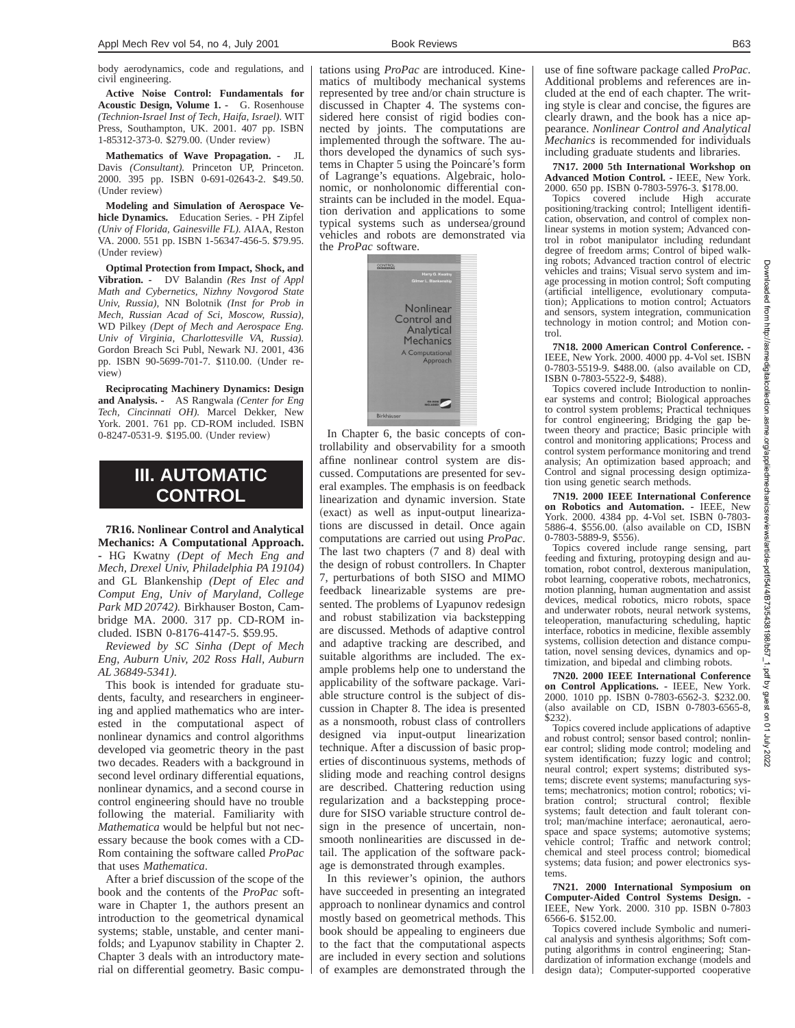body aerodynamics, code and regulations, and civil engineering.

**Active Noise Control: Fundamentals for Acoustic Design, Volume 1.** - G. Rosenhouse *(Technion-Israel Inst of Tech, Haifa, Israel).* WIT Press, Southampton, UK. 2001. 407 pp. ISBN 1-85312-373-0. $279.00. (Under review)

**Mathematics of Wave Propagation.** - JL Davis *(Consultant).* Princeton UP, Princeton. 2000. 395 pp. ISBN 0-691-02643-2. $49.50. (Under review)

**Modeling and Simulation of Aerospace Vehicle Dynamics.** Education Series. - PH Zipfel *(Univ of Florida, Gainesville FL).* AIAA, Reston VA. 2000. 551 pp. ISBN 1-56347-456-5. $79.95. (Under review)

**Optimal Protection from Impact, Shock, and Vibration.** - DV Balandin *(Res Inst of Appl Math and Cybernetics, Nizhny Novgorod State Univ, Russia),* NN Bolotnik *(Inst for Prob in Mech, Russian Acad of Sci, Moscow, Russia),* WD Pilkey *(Dept of Mech and Aerospace Eng, Univ of Virginia, Charlottesville VA, Russia).* Gordon Breach Sci Publ, Newark NJ. 2001, 436 pp. ISBN 90-5699-701-7. $110.00. (Under review)

**Reciprocating Machinery Dynamics: Design and Analysis.** - AS Rangwala *(Center for Eng Tech, Cincinnati OH).* Marcel Dekker, New York. 2001. 761 pp. CD-ROM included. ISBN 0-8247-0531-9. $195.00. (Under review)

# III. AUTOMATIC CONTROL

**7R16. Nonlinear Control and Analytical Mechanics: A Computational Approach.** - HG Kwatny *(Dept of Mech Eng and Mech, Drexel Univ, Philadelphia PA 19104)* and GL Blankenship *(Dept of Elec and Comput Eng, Univ of Maryland, College Park MD 20742).* Birkhauser Boston, Cambridge MA. 2000. 317 pp. CD-ROM included. ISBN 0-8176-4147-5. $59.95.

*Reviewed by SC Sinha (Dept of Mech Eng, Auburn Univ, 202 Ross Hall, Auburn AL 36849-5341).*

This book is intended for graduate students, faculty, and researchers in engineering and applied mathematics who are interested in the computational aspect of nonlinear dynamics and control algorithms developed via geometric theory in the past two decades. Readers with a background in second level ordinary differential equations, nonlinear dynamics, and a second course in control engineering should have no trouble following the material. Familiarity with *Mathematica* would be helpful but not necessary because the book comes with a CD-Rom containing the software called *ProPac* that uses *Mathematica*.

After a brief discussion of the scope of the book and the contents of the *ProPac* software in Chapter 1, the authors present an introduction to the geometrical dynamical systems; stable, unstable, and center manifolds; and Lyapunov stability in Chapter 2. Chapter 3 deals with an introductory material on differential geometry. Basic computations using *ProPac* are introduced. Kinematics of multibody mechanical systems represented by tree and/or chain structure is discussed in Chapter 4. The systems considered here consist of rigid bodies connected by joints. The computations are implemented through the software. The authors developed the dynamics of such systems in Chapter 5 using the Poincaré's form of Lagrange's equations. Algebraic, holonomic, or nonholonomic differential constraints can be included in the model. Equation derivation and applications to some typical systems such as undersea/ground vehicles and robots are demonstrated via the *ProPac* software.

In Chapter 6, the basic concepts of controllability and observability for a smooth affine nonlinear control system are discussed. Computations are presented for several examples. The emphasis is on feedback linearization and dynamic inversion. State (exact) as well as input-output linearizations are discussed in detail. Once again computations are carried out using *ProPac*. The last two chapters (7 and 8) deal with the design of robust controllers. In Chapter 7, perturbations of both SISO and MIMO feedback linearizable systems are presented. The problems of Lyapunov redesign and robust stabilization via backstepping are discussed. Methods of adaptive control and adaptive tracking are described, and suitable algorithms are included. The example problems help one to understand the applicability of the software package. Variable structure control is the subject of discussion in Chapter 8. The idea is presented as a nonsmooth, robust class of controllers designed via input-output linearization technique. After a discussion of basic properties of discontinuous systems, methods of sliding mode and reaching control designs are described. Chattering reduction using regularization and a backstepping procedure for SISO variable structure control design in the presence of uncertain, nonsmooth nonlinearities are discussed in detail. The application of the software package is demonstrated through examples.

In this reviewer's opinion, the authors have succeeded in presenting an integrated approach to nonlinear dynamics and control mostly based on geometrical methods. This book should be appealing to engineers due to the fact that the computational aspects are included in every section and solutions of examples are demonstrated through the use of fine software package called *ProPac*. Additional problems and references are included at the end of each chapter. The writing style is clear and concise, the figures are clearly drawn, and the book has a nice appearance. *Nonlinear Control and Analytical Mechanics* is recommended for individuals including graduate students and libraries.

**7N17. 2000 5th International Workshop on Advanced Motion Control.** - IEEE, New York. 2000. 650 pp. ISBN 0-7803-5976-3. $178.00.

Topics covered include High accurate positioning/tracking control; Intelligent identification, observation, and control of complex nonlinear systems in motion system; Advanced control in robot manipulator including redundant degree of freedom arms; Control of biped walking robots; Advanced traction control of electric vehicles and trains; Visual servo system and image processing in motion control; Soft computing (artificial intelligence, evolutionary computation); Applications to motion control; Actuators and sensors, system integration, communication technology in motion control; and Motion control.

**7N18. 2000 American Control Conference.** - IEEE, New York. 2000. 4000 pp. 4-Vol set. ISBN 0-7803-5519-9. $488.00. (also available on CD, ISBN 0-7803-5522-9, $488).

Topics covered include Introduction to nonlinear systems and control; Biological approaches to control system problems; Practical techniques for control engineering; Bridging the gap between theory and practice; Basic principle with control and monitoring applications; Process and control system performance monitoring and trend analysis; An optimization based approach; and Control and signal processing design optimization using genetic search methods.

**7N19. 2000 IEEE International Conference on Robotics and Automation.** - IEEE, New York. 2000. 4384 pp. 4-Vol set. ISBN 0-7803-5886-4. $556.00. (also available on CD, ISBN 0-7803-5889-9, $556).

Topics covered include range sensing, part feeding and fixturing, protoyping design and automation, robot learning, cooperative robots, mechatronics, motion planning, human augmentation and assist devices, medical robotics, micro robots, space and underwater robots, neural network systems, teleoperation, manufacturing scheduling, haptic interface, robotics in medicine, flexible assembly systems, collision detection and distance computation, novel sensing devices, dynamics and optimization, and bipedal and climbing robots.

**7N20. 2000 IEEE International Conference on Control Applications.** - IEEE, New York. 2000. 1010 pp. ISBN 0-7803-6562-3. $232.00. (also available on CD, ISBN 0-7803-6565-8, $232).

Topics covered include applications of adaptive and robust control; sensor based control; nonlinear control; sliding mode control; modeling and system identification; fuzzy logic and control; neural control; expert systems; distributed systems; discrete event systems; manufacturing systems; mechatronics; motion control; robotics; vibration control; structural control; flexible systems; fault detection and fault tolerant control; man/machine interface; aeronautical, aerospace and space systems; automotive systems; vehicle control; Traffic and network control; chemical and steel process control; biomedical systems; data fusion; and power electronics systems.

**7N21. 2000 International Symposium on Computer-Aided Control Systems Design.** - IEEE, New York. 2000. 310 pp. ISBN 0-7803 6566-6. $152.00.

Topics covered include Symbolic and numerical analysis and synthesis algorithms; Soft computing algorithms in control engineering; Standardization of information exchange (models and design data); Computer-supported cooperative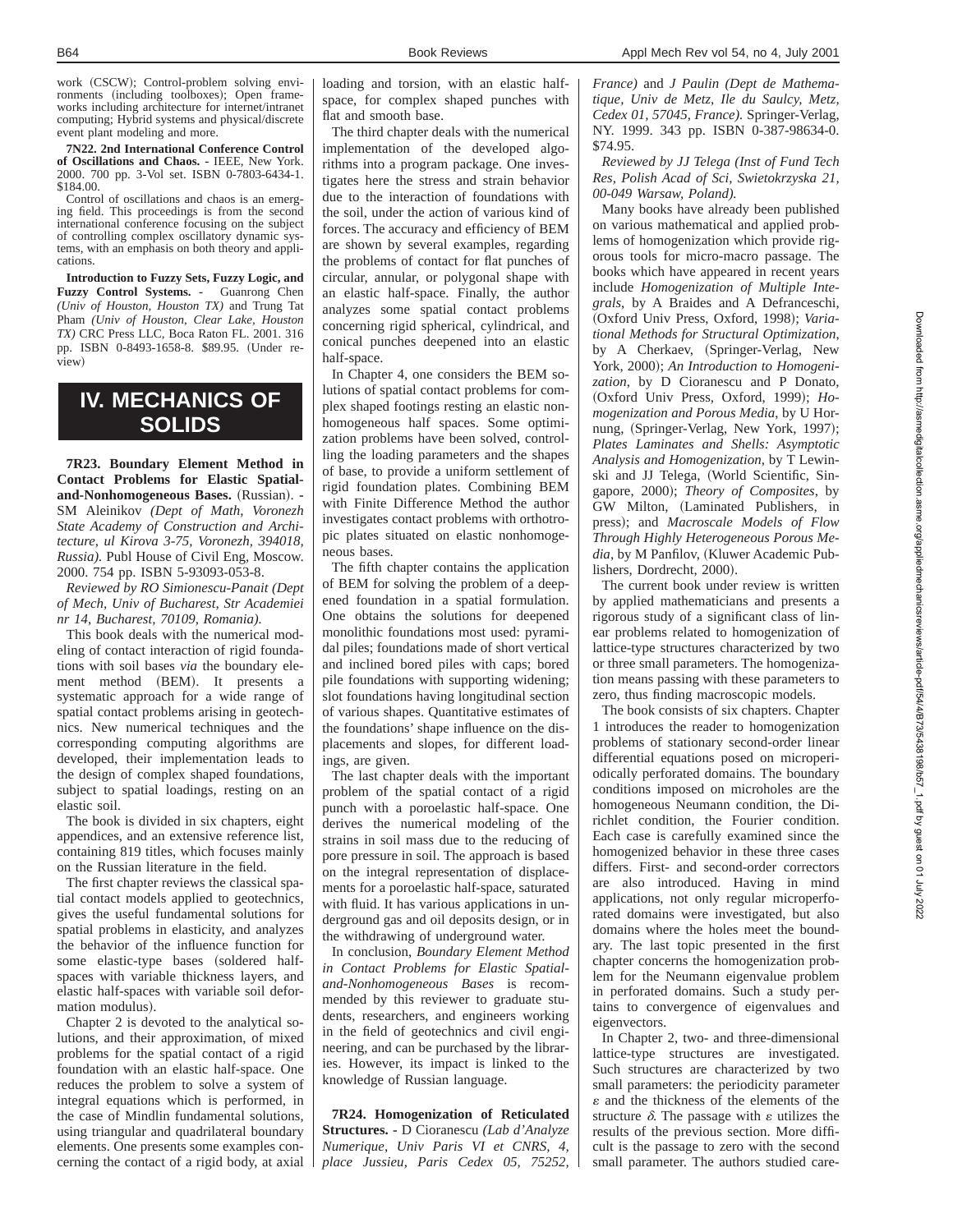work (CSCW); Control-problem solving environments (including toolboxes); Open frameworks including architecture for internet/intranet computing; Hybrid systems and physical/discrete event plant modeling and more.

**7N22. 2nd International Conference Control of Oscillations and Chaos.** - IEEE, New York. 2000. 700 pp. 3-Vol set. ISBN 0-7803-6434-1. $184.00.

Control of oscillations and chaos is an emerging field. This proceedings is from the second international conference focusing on the subject of controlling complex oscillatory dynamic systems, with an emphasis on both theory and applications.

**Introduction to Fuzzy Sets, Fuzzy Logic, and Fuzzy Control Systems.** - Guanrong Chen *(Univ of Houston, Houston TX)* and Trung Tat Pham *(Univ of Houston, Clear Lake, Houston TX)* CRC Press LLC, Boca Raton FL. 2001. 316 pp. ISBN 0-8493-1658-8. $89.95. (Under review)

# IV. MECHANICS OF SOLIDS

**7R23. Boundary Element Method in Contact Problems for Elastic Spatial-and-Nonhomogeneous Bases.** (Russian). - SM Aleinikov *(Dept of Math, Voronezh State Academy of Construction and Architecture, ul Kirova 3-75, Voronezh, 394018, Russia).* Publ House of Civil Eng, Moscow. 2000. 754 pp. ISBN 5-93093-053-8.

*Reviewed by RO Simionescu-Panait (Dept of Mech, Univ of Bucharest, Str Academiei nr 14, Bucharest, 70109, Romania).*

This book deals with the numerical modeling of contact interaction of rigid foundations with soil bases *via* the boundary element method (BEM). It presents a systematic approach for a wide range of spatial contact problems arising in geotechnics. New numerical techniques and the corresponding computing algorithms are developed, their implementation leads to the design of complex shaped foundations, subject to spatial loadings, resting on an elastic soil.

The book is divided in six chapters, eight appendices, and an extensive reference list, containing 819 titles, which focuses mainly on the Russian literature in the field.

The first chapter reviews the classical spatial contact models applied to geotechnics, gives the useful fundamental solutions for spatial problems in elasticity, and analyzes the behavior of the influence function for some elastic-type bases (soldered half-spaces with variable thickness layers, and elastic half-spaces with variable soil deformation modulus).

Chapter 2 is devoted to the analytical solutions, and their approximation, of mixed problems for the spatial contact of a rigid foundation with an elastic half-space. One reduces the problem to solve a system of integral equations which is performed, in the case of Mindlin fundamental solutions, using triangular and quadrilateral boundary elements. One presents some examples concerning the contact of a rigid body, at axial loading and torsion, with an elastic half-space, for complex shaped punches with flat and smooth base.

The third chapter deals with the numerical implementation of the developed algorithms into a program package. One investigates here the stress and strain behavior due to the interaction of foundations with the soil, under the action of various kind of forces. The accuracy and efficiency of BEM are shown by several examples, regarding the problems of contact for flat punches of circular, annular, or polygonal shape with an elastic half-space. Finally, the author analyzes some spatial contact problems concerning rigid spherical, cylindrical, and conical punches deepened into an elastic half-space.

In Chapter 4, one considers the BEM solutions of spatial contact problems for complex shaped footings resting an elastic nonhomogeneous half spaces. Some optimization problems have been solved, controlling the loading parameters and the shapes of base, to provide a uniform settlement of rigid foundation plates. Combining BEM with Finite Difference Method the author investigates contact problems with orthotropic plates situated on elastic nonhomogeneous bases.

The fifth chapter contains the application of BEM for solving the problem of a deepened foundation in a spatial formulation. One obtains the solutions for deepened monolithic foundations most used: pyramidal piles; foundations made of short vertical and inclined bored piles with caps; bored pile foundations with supporting widening; slot foundations having longitudinal section of various shapes. Quantitative estimates of the foundations' shape influence on the displacements and slopes, for different loadings, are given.

The last chapter deals with the important problem of the spatial contact of a rigid punch with a poroelastic half-space. One derives the numerical modeling of the strains in soil mass due to the reducing of pore pressure in soil. The approach is based on the integral representation of displacements for a poroelastic half-space, saturated with fluid. It has various applications in underground gas and oil deposits design, or in the withdrawing of underground water.

In conclusion, *Boundary Element Method in Contact Problems for Elastic Spatial-and-Nonhomogeneous Bases* is recommended by this reviewer to graduate students, researchers, and engineers working in the field of geotechnics and civil engineering, and can be purchased by the libraries. However, its impact is linked to the knowledge of Russian language.

**7R24. Homogenization of Reticulated Structures.** - D Cioranescu *(Lab d'Analyze Numerique, Univ Paris VI et CNRS, 4, place Jussieu, Paris Cedex 05, 75252, France)* and *J Paulin (Dept de Mathematique, Univ de Metz, Ile du Saulcy, Metz, Cedex 01, 57045, France).* Springer-Verlag, NY. 1999. 343 pp. ISBN 0-387-98634-0. $74.95.

*Reviewed by JJ Telega (Inst of Fund Tech Res, Polish Acad of Sci, Swietokrzyska 21, 00-049 Warsaw, Poland).*

Many books have already been published on various mathematical and applied problems of homogenization which provide rigorous tools for micro-macro passage. The books which have appeared in recent years include *Homogenization of Multiple Integrals*, by A Braides and A Defranceschi, (Oxford Univ Press, Oxford, 1998); *Variational Methods for Structural Optimization*, by A Cherkaev, (Springer-Verlag, New York, 2000); *An Introduction to Homogenization*, by D Cioranescu and P Donato, (Oxford Univ Press, Oxford, 1999); *Homogenization and Porous Media*, by U Hornung, (Springer-Verlag, New York, 1997); *Plates Laminates and Shells: Asymptotic Analysis and Homogenization*, by T Lewinski and JJ Telega, (World Scientific, Singapore, 2000); *Theory of Composites*, by GW Milton, (Laminated Publishers, in press); and *Macroscale Models of Flow Through Highly Heterogeneous Porous Media*, by M Panfilov, (Kluwer Academic Publishers, Dordrecht, 2000).

The current book under review is written by applied mathematicians and presents a rigorous study of a significant class of linear problems related to homogenization of lattice-type structures characterized by two or three small parameters. The homogenization means passing with these parameters to zero, thus finding macroscopic models.

The book consists of six chapters. Chapter 1 introduces the reader to homogenization problems of stationary second-order linear differential equations posed on microperiodically perforated domains. The boundary conditions imposed on microholes are the homogeneous Neumann condition, the Dirichlet condition, the Fourier condition. Each case is carefully examined since the homogenized behavior in these three cases differs. First- and second-order correctors are also introduced. Having in mind applications, not only regular microperforated domains were investigated, but also domains where the holes meet the boundary. The last topic presented in the first chapter concerns the homogenization problem for the Neumann eigenvalue problem in perforated domains. Such a study pertains to convergence of eigenvalues and eigenvectors.

In Chapter 2, two- and three-dimensional lattice-type structures are investigated. Such structures are characterized by two small parameters: the periodicity parameter $\varepsilon$ and the thickness of the elements of the structure $\delta$. The passage with $\varepsilon$ utilizes the results of the previous section. More difficult is the passage to zero with the second small parameter. The authors studied care-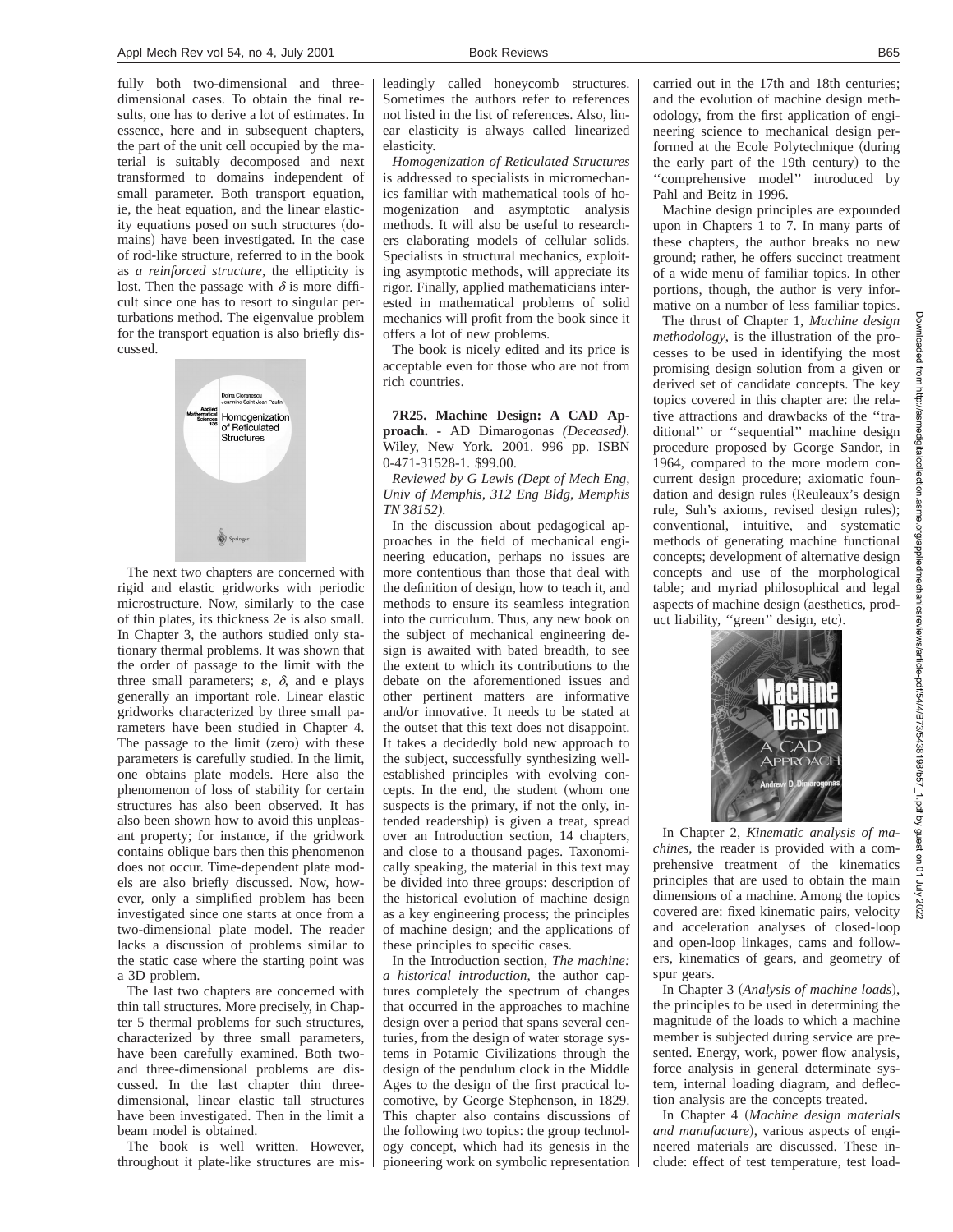fully both two-dimensional and three-dimensional cases. To obtain the final results, one has to derive a lot of estimates. In essence, here and in subsequent chapters, the part of the unit cell occupied by the material is suitably decomposed and next transformed to domains independent of small parameter. Both transport equation, ie, the heat equation, and the linear elasticity equations posed on such structures (domains) have been investigated. In the case of rod-like structure, referred to in the book as *a reinforced structure*, the ellipticity is lost. Then the passage with $\delta$ is more difficult since one has to resort to singular perturbations method. The eigenvalue problem for the transport equation is also briefly discussed.

The next two chapters are concerned with rigid and elastic gridworks with periodic microstructure. Now, similarly to the case of thin plates, its thickness 2e is also small. In Chapter 3, the authors studied only stationary thermal problems. It was shown that the order of passage to the limit with the three small parameters; $\varepsilon$, $\delta$, and e plays generally an important role. Linear elastic gridworks characterized by three small parameters have been studied in Chapter 4. The passage to the limit (zero) with these parameters is carefully studied. In the limit, one obtains plate models. Here also the phenomenon of loss of stability for certain structures has also been observed. It has also been shown how to avoid this unpleasant property; for instance, if the gridwork contains oblique bars then this phenomenon does not occur. Time-dependent plate models are also briefly discussed. Now, however, only a simplified problem has been investigated since one starts at once from a two-dimensional plate model. The reader lacks a discussion of problems similar to the static case where the starting point was a 3D problem.

The last two chapters are concerned with thin tall structures. More precisely, in Chapter 5 thermal problems for such structures, characterized by three small parameters, have been carefully examined. Both two- and three-dimensional problems are discussed. In the last chapter thin three-dimensional, linear elastic tall structures have been investigated. Then in the limit a beam model is obtained.

The book is well written. However, throughout it plate-like structures are misleadingly called honeycomb structures. Sometimes the authors refer to references not listed in the list of references. Also, linear elasticity is always called linearized elasticity.

*Homogenization of Reticulated Structures* is addressed to specialists in micromechanics familiar with mathematical tools of homogenization and asymptotic analysis methods. It will also be useful to researchers elaborating models of cellular solids. Specialists in structural mechanics, exploiting asymptotic methods, will appreciate its rigor. Finally, applied mathematicians interested in mathematical problems of solid mechanics will profit from the book since it offers a lot of new problems.

The book is nicely edited and its price is acceptable even for those who are not from rich countries.

**7R25. Machine Design: A CAD Approach.** - AD Dimarogonas *(Deceased)*. Wiley, New York. 2001. 996 pp. ISBN 0-471-31528-1. $99.00.

*Reviewed by G Lewis (Dept of Mech Eng, Univ of Memphis, 312 Eng Bldg, Memphis TN 38152).*

In the discussion about pedagogical approaches in the field of mechanical engineering education, perhaps no issues are more contentious than those that deal with the definition of design, how to teach it, and methods to ensure its seamless integration into the curriculum. Thus, any new book on the subject of mechanical engineering design is awaited with bated breadth, to see the extent to which its contributions to the debate on the aforementioned issues and other pertinent matters are informative and/or innovative. It needs to be stated at the outset that this text does not disappoint. It takes a decidedly bold new approach to the subject, successfully synthesizing well-established principles with evolving concepts. In the end, the student (whom one suspects is the primary, if not the only, intended readership) is given a treat, spread over an Introduction section, 14 chapters, and close to a thousand pages. Taxonomically speaking, the material in this text may be divided into three groups: description of the historical evolution of machine design as a key engineering process; the principles of machine design; and the applications of these principles to specific cases.

In the Introduction section, *The machine: a historical introduction*, the author captures completely the spectrum of changes that occurred in the approaches to machine design over a period that spans several centuries, from the design of water storage systems in Potamic Civilizations through the design of the pendulum clock in the Middle Ages to the design of the first practical locomotive, by George Stephenson, in 1829. This chapter also contains discussions of the following two topics: the group technology concept, which had its genesis in the pioneering work on symbolic representation carried out in the 17th and 18th centuries; and the evolution of machine design methodology, from the first application of engineering science to mechanical design performed at the Ecole Polytechnique (during the early part of the 19th century) to the "comprehensive model" introduced by Pahl and Beitz in 1996.

Machine design principles are expounded upon in Chapters 1 to 7. In many parts of these chapters, the author breaks no new ground; rather, he offers succinct treatment of a wide menu of familiar topics. In other portions, though, the author is very informative on a number of less familiar topics.

The thrust of Chapter 1, *Machine design methodology*, is the illustration of the processes to be used in identifying the most promising design solution from a given or derived set of candidate concepts. The key topics covered in this chapter are: the relative attractions and drawbacks of the "traditional" or "sequential" machine design procedure proposed by George Sandor, in 1964, compared to the more modern concurrent design procedure; axiomatic foundation and design rules (Reuleaux's design rule, Suh's axioms, revised design rules); conventional, intuitive, and systematic methods of generating machine functional concepts; development of alternative design concepts and use of the morphological table; and myriad philosophical and legal aspects of machine design (aesthetics, product liability, "green" design, etc).

In Chapter 2, *Kinematic analysis of machines*, the reader is provided with a comprehensive treatment of the kinematics principles that are used to obtain the main dimensions of a machine. Among the topics covered are: fixed kinematic pairs, velocity and acceleration analyses of closed-loop and open-loop linkages, cams and followers, kinematics of gears, and geometry of spur gears.

In Chapter 3 (*Analysis of machine loads*), the principles to be used in determining the magnitude of the loads to which a machine member is subjected during service are presented. Energy, work, power flow analysis, force analysis in general determinate system, internal loading diagram, and deflection analysis are the concepts treated.

In Chapter 4 (*Machine design materials and manufacture*), various aspects of engineered materials are discussed. These include: effect of test temperature, test load-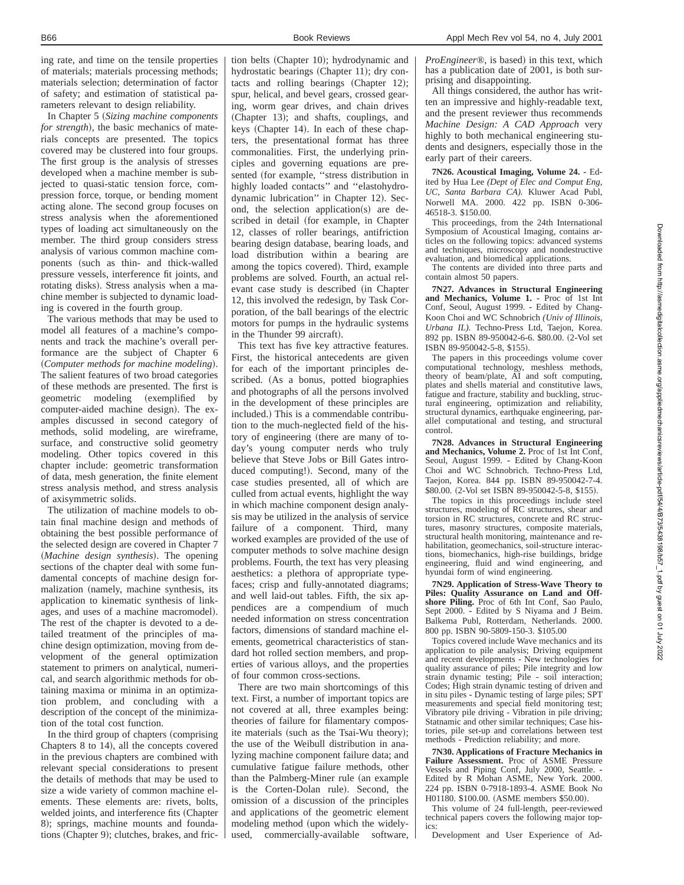ing rate, and time on the tensile properties of materials; materials processing methods; materials selection; determination of factor of safety; and estimation of statistical parameters relevant to design reliability.

In Chapter 5 (*Sizing machine components for strength*), the basic mechanics of materials concepts are presented. The topics covered may be clustered into four groups. The first group is the analysis of stresses developed when a machine member is subjected to quasi-static tension force, compression force, torque, or bending moment acting alone. The second group focuses on stress analysis when the aforementioned types of loading act simultaneously on the member. The third group considers stress analysis of various common machine components (such as thin- and thick-walled pressure vessels, interference fit joints, and rotating disks). Stress analysis when a machine member is subjected to dynamic loading is covered in the fourth group.

The various methods that may be used to model all features of a machine's components and track the machine's overall performance are the subject of Chapter 6 (*Computer methods for machine modeling*). The salient features of two broad categories of these methods are presented. The first is geometric modeling (exemplified by computer-aided machine design). The examples discussed in second category of methods, solid modeling, are wireframe, surface, and constructive solid geometry modeling. Other topics covered in this chapter include: geometric transformation of data, mesh generation, the finite element stress analysis method, and stress analysis of axisymmetric solids.

The utilization of machine models to obtain final machine design and methods of obtaining the best possible performance of the selected design are covered in Chapter 7 (*Machine design synthesis*). The opening sections of the chapter deal with some fundamental concepts of machine design formalization (namely, machine synthesis, its application to kinematic synthesis of linkages, and uses of a machine macromodel). The rest of the chapter is devoted to a detailed treatment of the principles of machine design optimization, moving from development of the general optimization statement to primers on analytical, numerical, and search algorithmic methods for obtaining maxima or minima in an optimization problem, and concluding with a description of the concept of the minimization of the total cost function.

In the third group of chapters (comprising Chapters 8 to 14), all the concepts covered in the previous chapters are combined with relevant special considerations to present the details of methods that may be used to size a wide variety of common machine elements. These elements are: rivets, bolts, welded joints, and interference fits (Chapter 8); springs, machine mounts and foundations (Chapter 9); clutches, brakes, and friction belts (Chapter 10); hydrodynamic and hydrostatic bearings (Chapter 11); dry contacts and rolling bearings (Chapter 12); spur, helical, and bevel gears, crossed gearing, worm gear drives, and chain drives (Chapter 13); and shafts, couplings, and keys (Chapter 14). In each of these chapters, the presentational format has three commonalities. First, the underlying principles and governing equations are presented (for example, "stress distribution in highly loaded contacts" and "elastohydrodynamic lubrication" in Chapter 12). Second, the selection application(s) are described in detail (for example, in Chapter 12, classes of roller bearings, antifriction bearing design database, bearing loads, and load distribution within a bearing are among the topics covered). Third, example problems are solved. Fourth, an actual relevant case study is described (in Chapter 12, this involved the redesign, by Task Corporation, of the ball bearings of the electric motors for pumps in the hydraulic systems in the Thunder 99 aircraft).

This text has five key attractive features. First, the historical antecedents are given for each of the important principles described. (As a bonus, potted biographies and photographs of all the persons involved in the development of these principles are included.) This is a commendable contribution to the much-neglected field of the history of engineering (there are many of today's young computer nerds who truly believe that Steve Jobs or Bill Gates introduced computing!). Second, many of the case studies presented, all of which are culled from actual events, highlight the way in which machine component design analysis may be utilized in the analysis of service failure of a component. Third, many worked examples are provided of the use of computer methods to solve machine design problems. Fourth, the text has very pleasing aesthetics: a plethora of appropriate typefaces; crisp and fully-annotated diagrams; and well laid-out tables. Fifth, the six appendices are a compendium of much needed information on stress concentration factors, dimensions of standard machine elements, geometrical characteristics of standard hot rolled section members, and properties of various alloys, and the properties of four common cross-sections.

There are two main shortcomings of this text. First, a number of important topics are not covered at all, three examples being: theories of failure for filamentary composite materials (such as the Tsai-Wu theory); the use of the Weibull distribution in analyzing machine component failure data; and cumulative fatigue failure methods, other than the Palmberg-Miner rule (an example is the Corten-Dolan rule). Second, the omission of a discussion of the principles and applications of the geometric element modeling method (upon which the widely-used, commercially-available software, *ProEngineer®*, is based) in this text, which has a publication date of 2001, is both surprising and disappointing.

All things considered, the author has written an impressive and highly-readable text, and the present reviewer thus recommends *Machine Design: A CAD Approach* very highly to both mechanical engineering students and designers, especially those in the early part of their careers.

**7N26. Acoustical Imaging, Volume 24.** - Edited by Hua Lee *(Dept of Elec and Comput Eng, UC, Santa Barbara CA).* Kluwer Acad Publ, Norwell MA. 2000. 422 pp. ISBN 0-306-46518-3. $150.00.

This proceedings, from the 24th International Symposium of Acoustical Imaging, contains articles on the following topics: advanced systems and techniques, microscopy and nondestructive evaluation, and biomedical applications.

The contents are divided into three parts and contain almost 50 papers.

**7N27. Advances in Structural Engineering and Mechanics, Volume 1.** - Proc of 1st Int Conf, Seoul, August 1999. - Edited by Chang-Koon Choi and WC Schnobrich *(Univ of Illinois, Urbana IL).* Techno-Press Ltd, Taejon, Korea. 892 pp. ISBN 89-950042-6-6. $80.00. (2-Vol set ISBN 89-950042-5-8, $155).

The papers in this proceedings volume cover computational technology, meshless methods, theory of beam/plate, AI and soft computing, plates and shells material and constitutive laws, fatigue and fracture, stability and buckling, structural engineering, optimization and reliability, structural dynamics, earthquake engineering, parallel computational and testing, and structural control.

**7N28. Advances in Structural Engineering and Mechanics, Volume 2.** Proc of 1st Int Conf, Seoul, August 1999. - Edited by Chang-Koon Choi and WC Schnobrich. Techno-Press Ltd, Taejon, Korea. 844 pp. ISBN 89-950042-7-4. $80.00. (2-Vol set ISBN 89-950042-5-8, $155).

The topics in this proceedings include steel structures, modeling of RC structures, shear and torsion in RC structures, concrete and RC structures, masonry structures, composite materials, structural health monitoring, maintenance and rehabilitation, geomechanics, soil-structure interactions, biomechanics, high-rise buildings, bridge engineering, fluid and wind engineering, and hyundai form of wind engineering.

**7N29. Application of Stress-Wave Theory to Piles: Quality Assurance on Land and Offshore Piling.** Proc of 6th Int Conf, Sao Paulo, Sept 2000. - Edited by S Niyama and J Beim. Balkema Publ, Rotterdam, Netherlands. 2000. 800 pp. ISBN 90-5809-150-3. $105.00

Topics covered include Wave mechanics and its application to pile analysis; Driving equipment and recent developments - New technologies for quality assurance of piles; Pile integrity and low strain dynamic testing; Pile - soil interaction; Codes; High strain dynamic testing of driven and in situ piles - Dynamic testing of large piles; SPT measurements and special field monitoring test; Vibratory pile driving - Vibration in pile driving; Statnamic and other similar techniques; Case histories, pile set-up and correlations between test methods - Prediction reliability; and more.

**7N30. Applications of Fracture Mechanics in Failure Assessment.** Proc of ASME Pressure Vessels and Piping Conf, July 2000, Seattle. - Edited by R Mohan ASME, New York. 2000. 224 pp. ISBN 0-7918-1893-4. ASME Book No H01180. $100.00. (ASME members $50.00).

This volume of 24 full-length, peer-reviewed technical papers covers the following major topics:

Development and User Experience of Ad-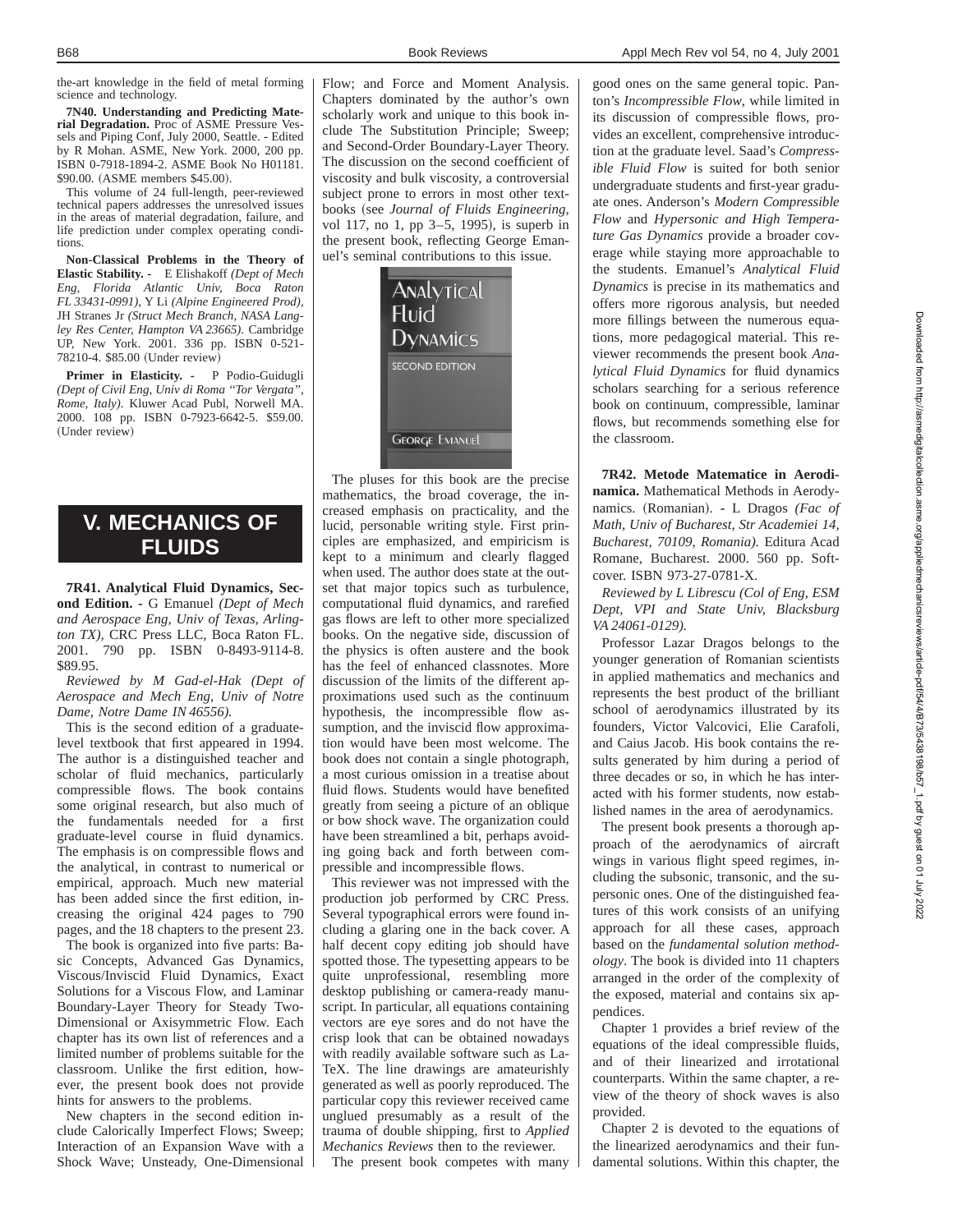the-art knowledge in the field of metal forming science and technology.

**7N40. Understanding and Predicting Material Degradation.** Proc of ASME Pressure Vessels and Piping Conf, July 2000, Seattle. - Edited by R Mohan. ASME, New York. 2000, 200 pp. ISBN 0-7918-1894-2. ASME Book No H01181. $90.00. (ASME members $45.00).

This volume of 24 full-length, peer-reviewed technical papers addresses the unresolved issues in the areas of material degradation, failure, and life prediction under complex operating conditions.

**Non-Classical Problems in the Theory of Elastic Stability.** - E Elishakoff *(Dept of Mech Eng, Florida Atlantic Univ, Boca Raton FL 33431-0991)*, Y Li *(Alpine Engineered Prod)*, JH Stranes Jr *(Struct Mech Branch, NASA Langley Res Center, Hampton VA 23665)*. Cambridge UP, New York. 2001. 336 pp. ISBN 0-521-78210-4. $85.00 (Under review)

**Primer in Elasticity.** - P Podio-Guidugli *(Dept of Civil Eng, Univ di Roma "Tor Vergata", Rome, Italy)*. Kluwer Acad Publ, Norwell MA. 2000. 108 pp. ISBN 0-7923-6642-5. $59.00. (Under review)

# V. MECHANICS OF FLUIDS

**7R41. Analytical Fluid Dynamics, Second Edition.** - G Emanuel *(Dept of Mech and Aerospace Eng, Univ of Texas, Arlington TX)*, CRC Press LLC, Boca Raton FL. 2001. 790 pp. ISBN 0-8493-9114-8. $89.95.

*Reviewed by M Gad-el-Hak (Dept of Aerospace and Mech Eng, Univ of Notre Dame, Notre Dame IN 46556).*

This is the second edition of a graduate-level textbook that first appeared in 1994. The author is a distinguished teacher and scholar of fluid mechanics, particularly compressible flows. The book contains some original research, but also much of the fundamentals needed for a first graduate-level course in fluid dynamics. The emphasis is on compressible flows and the analytical, in contrast to numerical or empirical, approach. Much new material has been added since the first edition, increasing the original 424 pages to 790 pages, and the 18 chapters to the present 23.

The book is organized into five parts: Basic Concepts, Advanced Gas Dynamics, Viscous/Inviscid Fluid Dynamics, Exact Solutions for a Viscous Flow, and Laminar Boundary-Layer Theory for Steady Two-Dimensional or Axisymmetric Flow. Each chapter has its own list of references and a limited number of problems suitable for the classroom. Unlike the first edition, however, the present book does not provide hints for answers to the problems.

New chapters in the second edition include Calorically Imperfect Flows; Sweep; Interaction of an Expansion Wave with a Shock Wave; Unsteady, One-Dimensional Flow; and Force and Moment Analysis. Chapters dominated by the author's own scholarly work and unique to this book include The Substitution Principle; Sweep; and Second-Order Boundary-Layer Theory. The discussion on the second coefficient of viscosity and bulk viscosity, a controversial subject prone to errors in most other textbooks (see *Journal of Fluids Engineering*, vol 117, no 1, pp 3–5, 1995), is superb in the present book, reflecting George Emanuel's seminal contributions to this issue.

The pluses for this book are the precise mathematics, the broad coverage, the increased emphasis on practicality, and the lucid, personable writing style. First principles are emphasized, and empiricism is kept to a minimum and clearly flagged when used. The author does state at the outset that major topics such as turbulence, computational fluid dynamics, and rarefied gas flows are left to other more specialized books. On the negative side, discussion of the physics is often austere and the book has the feel of enhanced classnotes. More discussion of the limits of the different approximations used such as the continuum hypothesis, the incompressible flow assumption, and the inviscid flow approximation would have been most welcome. The book does not contain a single photograph, a most curious omission in a treatise about fluid flows. Students would have benefited greatly from seeing a picture of an oblique or bow shock wave. The organization could have been streamlined a bit, perhaps avoiding going back and forth between compressible and incompressible flows.

This reviewer was not impressed with the production job performed by CRC Press. Several typographical errors were found including a glaring one in the back cover. A half decent copy editing job should have spotted those. The typesetting appears to be quite unprofessional, resembling more desktop publishing or camera-ready manuscript. In particular, all equations containing vectors are eye sores and do not have the crisp look that can be obtained nowadays with readily available software such as LaTeX. The line drawings are amateurishly generated as well as poorly reproduced. The particular copy this reviewer received came unglued presumably as a result of the trauma of double shipping, first to *Applied Mechanics Reviews* then to the reviewer.

The present book competes with many good ones on the same general topic. Panton's *Incompressible Flow*, while limited in its discussion of compressible flows, provides an excellent, comprehensive introduction at the graduate level. Saad's *Compressible Fluid Flow* is suited for both senior undergraduate students and first-year graduate ones. Anderson's *Modern Compressible Flow* and *Hypersonic and High Temperature Gas Dynamics* provide a broader coverage while staying more approachable to the students. Emanuel's *Analytical Fluid Dynamics* is precise in its mathematics and offers more rigorous analysis, but needed more fillings between the numerous equations, more pedagogical material. This reviewer recommends the present book *Analytical Fluid Dynamics* for fluid dynamics scholars searching for a serious reference book on continuum, compressible, laminar flows, but recommends something else for the classroom.

**7R42. Metode Matematice in Aerodinamica.** Mathematical Methods in Aerodynamics. (Romanian). - L Dragos *(Fac of Math, Univ of Bucharest, Str Academiei 14, Bucharest, 70109, Romania)*. Editura Acad Romane, Bucharest. 2000. 560 pp. Softcover. ISBN 973-27-0781-X.

*Reviewed by L Librescu (Col of Eng, ESM Dept, VPI and State Univ, Blacksburg VA 24061-0129).*

Professor Lazar Dragos belongs to the younger generation of Romanian scientists in applied mathematics and mechanics and represents the best product of the brilliant school of aerodynamics illustrated by its founders, Victor Valcovici, Elie Carafoli, and Caius Jacob. His book contains the results generated by him during a period of three decades or so, in which he has interacted with his former students, now established names in the area of aerodynamics.

The present book presents a thorough approach of the aerodynamics of aircraft wings in various flight speed regimes, including the subsonic, transonic, and the supersonic ones. One of the distinguished features of this work consists of an unifying approach for all these cases, approach based on the *fundamental solution methodology*. The book is divided into 11 chapters arranged in the order of the complexity of the exposed, material and contains six appendices.

Chapter 1 provides a brief review of the equations of the ideal compressible fluids, and of their linearized and irrotational counterparts. Within the same chapter, a review of the theory of shock waves is also provided.

Chapter 2 is devoted to the equations of the linearized aerodynamics and their fundamental solutions. Within this chapter, the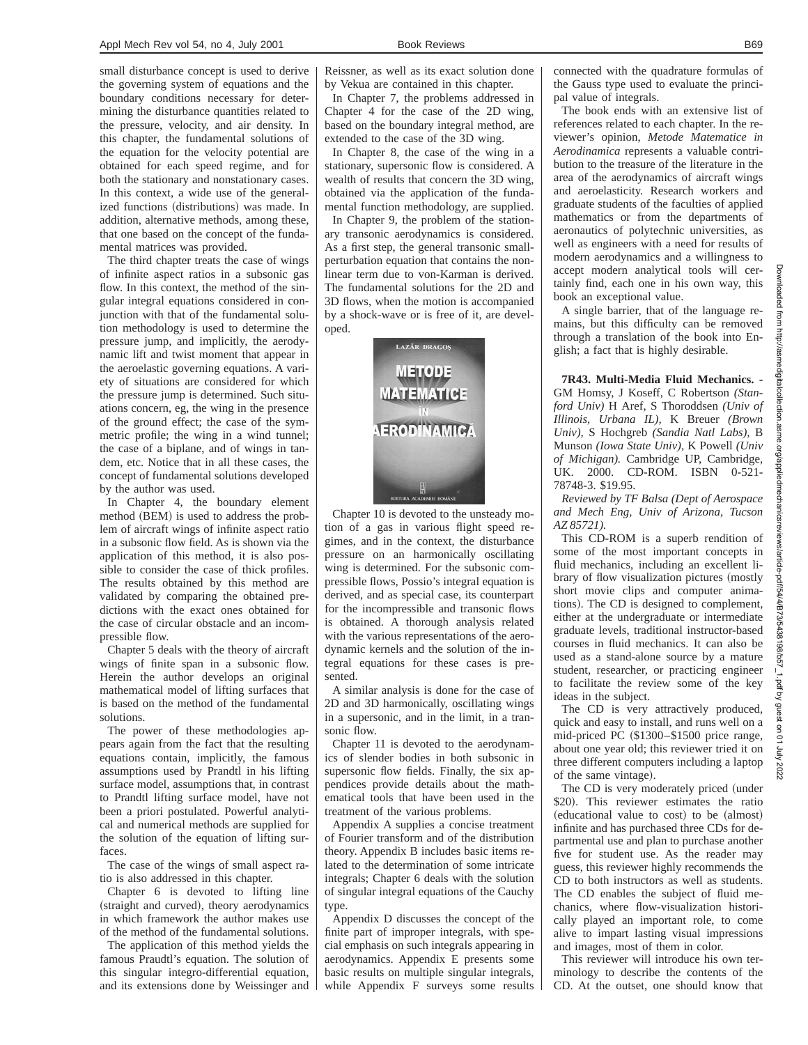small disturbance concept is used to derive the governing system of equations and the boundary conditions necessary for determining the disturbance quantities related to the pressure, velocity, and air density. In this chapter, the fundamental solutions of the equation for the velocity potential are obtained for each speed regime, and for both the stationary and nonstationary cases. In this context, a wide use of the generalized functions (distributions) was made. In addition, alternative methods, among these, that one based on the concept of the fundamental matrices was provided.

The third chapter treats the case of wings of infinite aspect ratios in a subsonic gas flow. In this context, the method of the singular integral equations considered in conjunction with that of the fundamental solution methodology is used to determine the pressure jump, and implicitly, the aerodynamic lift and twist moment that appear in the aeroelastic governing equations. A variety of situations are considered for which the pressure jump is determined. Such situations concern, eg, the wing in the presence of the ground effect; the case of the symmetric profile; the wing in a wind tunnel; the case of a biplane, and of wings in tandem, etc. Notice that in all these cases, the concept of fundamental solutions developed by the author was used.

In Chapter 4, the boundary element method (BEM) is used to address the problem of aircraft wings of infinite aspect ratio in a subsonic flow field. As is shown via the application of this method, it is also possible to consider the case of thick profiles. The results obtained by this method are validated by comparing the obtained predictions with the exact ones obtained for the case of circular obstacle and an incompressible flow.

Chapter 5 deals with the theory of aircraft wings of finite span in a subsonic flow. Herein the author develops an original mathematical model of lifting surfaces that is based on the method of the fundamental solutions.

The power of these methodologies appears again from the fact that the resulting equations contain, implicitly, the famous assumptions used by Prandtl in his lifting surface model, assumptions that, in contrast to Prandtl lifting surface model, have not been a priori postulated. Powerful analytical and numerical methods are supplied for the solution of the equation of lifting surfaces.

The case of the wings of small aspect ratio is also addressed in this chapter.

Chapter 6 is devoted to lifting line (straight and curved), theory aerodynamics in which framework the author makes use of the method of the fundamental solutions.

The application of this method yields the famous Praudtl's equation. The solution of this singular integro-differential equation, and its extensions done by Weissinger and Reissner, as well as its exact solution done by Vekua are contained in this chapter.

In Chapter 7, the problems addressed in Chapter 4 for the case of the 2D wing, based on the boundary integral method, are extended to the case of the 3D wing.

In Chapter 8, the case of the wing in a stationary, supersonic flow is considered. A wealth of results that concern the 3D wing, obtained via the application of the fundamental function methodology, are supplied.

In Chapter 9, the problem of the stationary transonic aerodynamics is considered. As a first step, the general transonic small-perturbation equation that contains the nonlinear term due to von-Karman is derived. The fundamental solutions for the 2D and 3D flows, when the motion is accompanied by a shock-wave or is free of it, are developed.

Chapter 10 is devoted to the unsteady motion of a gas in various flight speed regimes, and in the context, the disturbance pressure on an harmonically oscillating wing is determined. For the subsonic compressible flows, Possio's integral equation is derived, and as special case, its counterpart for the incompressible and transonic flows is obtained. A thorough analysis related with the various representations of the aerodynamic kernels and the solution of the integral equations for these cases is presented.

A similar analysis is done for the case of 2D and 3D harmonically, oscillating wings in a supersonic, and in the limit, in a transonic flow.

Chapter 11 is devoted to the aerodynamics of slender bodies in both subsonic in supersonic flow fields. Finally, the six appendices provide details about the mathematical tools that have been used in the treatment of the various problems.

Appendix A supplies a concise treatment of Fourier transform and of the distribution theory. Appendix B includes basic items related to the determination of some intricate integrals; Chapter 6 deals with the solution of singular integral equations of the Cauchy type.

Appendix D discusses the concept of the finite part of improper integrals, with special emphasis on such integrals appearing in aerodynamics. Appendix E presents some basic results on multiple singular integrals, while Appendix F surveys some results connected with the quadrature formulas of the Gauss type used to evaluate the principal value of integrals.

The book ends with an extensive list of references related to each chapter. In the reviewer's opinion, *Metode Matematice in Aerodinamica* represents a valuable contribution to the treasure of the literature in the area of the aerodynamics of aircraft wings and aeroelasticity. Research workers and graduate students of the faculties of applied mathematics or from the departments of aeronautics of polytechnic universities, as well as engineers with a need for results of modern aerodynamics and a willingness to accept modern analytical tools will certainly find, each one in his own way, this book an exceptional value.

A single barrier, that of the language remains, but this difficulty can be removed through a translation of the book into English; a fact that is highly desirable.

**7R43. Multi-Media Fluid Mechanics.** - GM Homsy, J Koseff, C Robertson *(Stanford Univ)* H Aref, S Thoroddsen *(Univ of Illinois, Urbana IL),* K Breuer *(Brown Univ),* S Hochgreb *(Sandia Natl Labs),* B Munson *(Iowa State Univ),* K Powell *(Univ of Michigan).* Cambridge UP, Cambridge, UK. 2000. CD-ROM. ISBN 0-521-78748-3. $19.95.

*Reviewed by TF Balsa (Dept of Aerospace and Mech Eng, Univ of Arizona, Tucson AZ 85721).*

This CD-ROM is a superb rendition of some of the most important concepts in fluid mechanics, including an excellent library of flow visualization pictures (mostly short movie clips and computer animations). The CD is designed to complement, either at the undergraduate or intermediate graduate levels, traditional instructor-based courses in fluid mechanics. It can also be used as a stand-alone source by a mature student, researcher, or practicing engineer to facilitate the review some of the key ideas in the subject.

The CD is very attractively produced, quick and easy to install, and runs well on a mid-priced PC ($1300–$1500 price range, about one year old; this reviewer tried it on three different computers including a laptop of the same vintage).

The CD is very moderately priced (under $20). This reviewer estimates the ratio (educational value to cost) to be (almost) infinite and has purchased three CDs for departmental use and plan to purchase another five for student use. As the reader may guess, this reviewer highly recommends the CD to both instructors as well as students. The CD enables the subject of fluid mechanics, where flow-visualization historically played an important role, to come alive to impart lasting visual impressions and images, most of them in color.

This reviewer will introduce his own terminology to describe the contents of the CD. At the outset, one should know that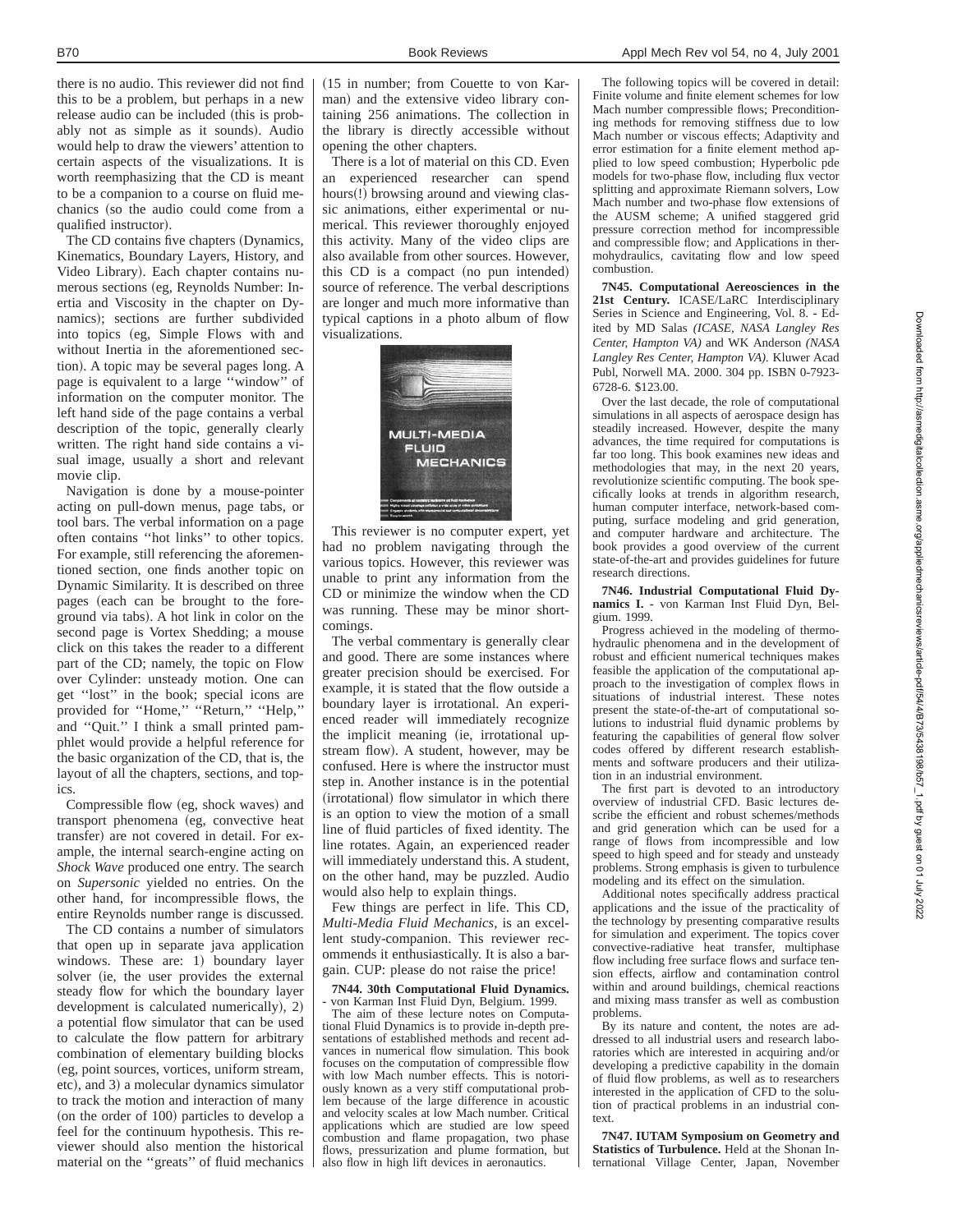there is no audio. This reviewer did not find this to be a problem, but perhaps in a new release audio can be included (this is probably not as simple as it sounds). Audio would help to draw the viewers' attention to certain aspects of the visualizations. It is worth reemphasizing that the CD is meant to be a companion to a course on fluid mechanics (so the audio could come from a qualified instructor).

The CD contains five chapters (Dynamics, Kinematics, Boundary Layers, History, and Video Library). Each chapter contains numerous sections (eg, Reynolds Number: Inertia and Viscosity in the chapter on Dynamics); sections are further subdivided into topics (eg, Simple Flows with and without Inertia in the aforementioned section). A topic may be several pages long. A page is equivalent to a large ''window'' of information on the computer monitor. The left hand side of the page contains a verbal description of the topic, generally clearly written. The right hand side contains a visual image, usually a short and relevant movie clip.

Navigation is done by a mouse-pointer acting on pull-down menus, page tabs, or tool bars. The verbal information on a page often contains ''hot links'' to other topics. For example, still referencing the aforementioned section, one finds another topic on Dynamic Similarity. It is described on three pages (each can be brought to the foreground via tabs). A hot link in color on the second page is Vortex Shedding; a mouse click on this takes the reader to a different part of the CD; namely, the topic on Flow over Cylinder: unsteady motion. One can get ''lost'' in the book; special icons are provided for ''Home,'' ''Return,'' ''Help,'' and ''Quit.'' I think a small printed pamphlet would provide a helpful reference for the basic organization of the CD, that is, the layout of all the chapters, sections, and topics.

Compressible flow (eg, shock waves) and transport phenomena (eg, convective heat transfer) are not covered in detail. For example, the internal search-engine acting on *Shock Wave* produced one entry. The search on *Supersonic* yielded no entries. On the other hand, for incompressible flows, the entire Reynolds number range is discussed.

The CD contains a number of simulators that open up in separate java application windows. These are: 1) boundary layer solver (ie, the user provides the external steady flow for which the boundary layer development is calculated numerically), 2) a potential flow simulator that can be used to calculate the flow pattern for arbitrary combination of elementary building blocks (eg, point sources, vortices, uniform stream, etc), and 3) a molecular dynamics simulator to track the motion and interaction of many (on the order of 100) particles to develop a feel for the continuum hypothesis. This reviewer should also mention the historical material on the ''greats'' of fluid mechanics (15 in number; from Couette to von Karman) and the extensive video library containing 256 animations. The collection in the library is directly accessible without opening the other chapters.

There is a lot of material on this CD. Even an experienced researcher can spend hours(!) browsing around and viewing classic animations, either experimental or numerical. This reviewer thoroughly enjoyed this activity. Many of the video clips are also available from other sources. However, this CD is a compact (no pun intended) source of reference. The verbal descriptions are longer and much more informative than typical captions in a photo album of flow visualizations.

This reviewer is no computer expert, yet had no problem navigating through the various topics. However, this reviewer was unable to print any information from the CD or minimize the window when the CD was running. These may be minor shortcomings.

The verbal commentary is generally clear and good. There are some instances where greater precision should be exercised. For example, it is stated that the flow outside a boundary layer is irrotational. An experienced reader will immediately recognize the implicit meaning (ie, irrotational upstream flow). A student, however, may be confused. Here is where the instructor must step in. Another instance is in the potential (irrotational) flow simulator in which there is an option to view the motion of a small line of fluid particles of fixed identity. The line rotates. Again, an experienced reader will immediately understand this. A student, on the other hand, may be puzzled. Audio would also help to explain things.

Few things are perfect in life. This CD, *Multi-Media Fluid Mechanics*, is an excellent study-companion. This reviewer recommends it enthusiastically. It is also a bargain. CUP: please do not raise the price!

**7N44. 30th Computational Fluid Dynamics.** - von Karman Inst Fluid Dyn, Belgium. 1999.

The aim of these lecture notes on Computational Fluid Dynamics is to provide in-depth presentations of established methods and recent advances in numerical flow simulation. This book focuses on the computation of compressible flow with low Mach number effects. This is notoriously known as a very stiff computational problem because of the large difference in acoustic and velocity scales at low Mach number. Critical applications which are studied are low speed combustion and flame propagation, two phase flows, pressurization and plume formation, but also flow in high lift devices in aeronautics.

The following topics will be covered in detail: Finite volume and finite element schemes for low Mach number compressible flows; Preconditioning methods for removing stiffness due to low Mach number or viscous effects; Adaptivity and error estimation for a finite element method applied to low speed combustion; Hyperbolic pde models for two-phase flow, including flux vector splitting and approximate Riemann solvers, Low Mach number and two-phase flow extensions of the AUSM scheme; A unified staggered grid pressure correction method for incompressible and compressible flow; and Applications in thermohydraulics, cavitating flow and low speed combustion.

**7N45. Computational Aereosciences in the 21st Century.** ICASE/LaRC Interdisciplinary Series in Science and Engineering, Vol. 8. - Edited by MD Salas *(ICASE, NASA Langley Res Center, Hampton VA)* and WK Anderson *(NASA Langley Res Center, Hampton VA)*. Kluwer Acad Publ, Norwell MA. 2000. 304 pp. ISBN 0-7923-6728-6. $123.00.

Over the last decade, the role of computational simulations in all aspects of aerospace design has steadily increased. However, despite the many advances, the time required for computations is far too long. This book examines new ideas and methodologies that may, in the next 20 years, revolutionize scientific computing. The book specifically looks at trends in algorithm research, human computer interface, network-based computing, surface modeling and grid generation, and computer hardware and architecture. The book provides a good overview of the current state-of-the-art and provides guidelines for future research directions.

**7N46. Industrial Computational Fluid Dynamics I.** - von Karman Inst Fluid Dyn, Belgium. 1999.

Progress achieved in the modeling of thermohydraulic phenomena and in the development of robust and efficient numerical techniques makes feasible the application of the computational approach to the investigation of complex flows in situations of industrial interest. These notes present the state-of-the-art of computational solutions to industrial fluid dynamic problems by featuring the capabilities of general flow solver codes offered by different research establishments and software producers and their utilization in an industrial environment.

The first part is devoted to an introductory overview of industrial CFD. Basic lectures describe the efficient and robust schemes/methods and grid generation which can be used for a range of flows from incompressible and low speed to high speed and for steady and unsteady problems. Strong emphasis is given to turbulence modeling and its effect on the simulation.

Additional notes specifically address practical applications and the issue of the practicality of the technology by presenting comparative results for simulation and experiment. The topics cover convective-radiative heat transfer, multiphase flow including free surface flows and surface tension effects, airflow and contamination control within and around buildings, chemical reactions and mixing mass transfer as well as combustion problems.

By its nature and content, the notes are addressed to all industrial users and research laboratories which are interested in acquiring and/or developing a predictive capability in the domain of fluid flow problems, as well as to researchers interested in the application of CFD to the solution of practical problems in an industrial context.

**7N47. IUTAM Symposium on Geometry and Statistics of Turbulence.** Held at the Shonan International Village Center, Japan, November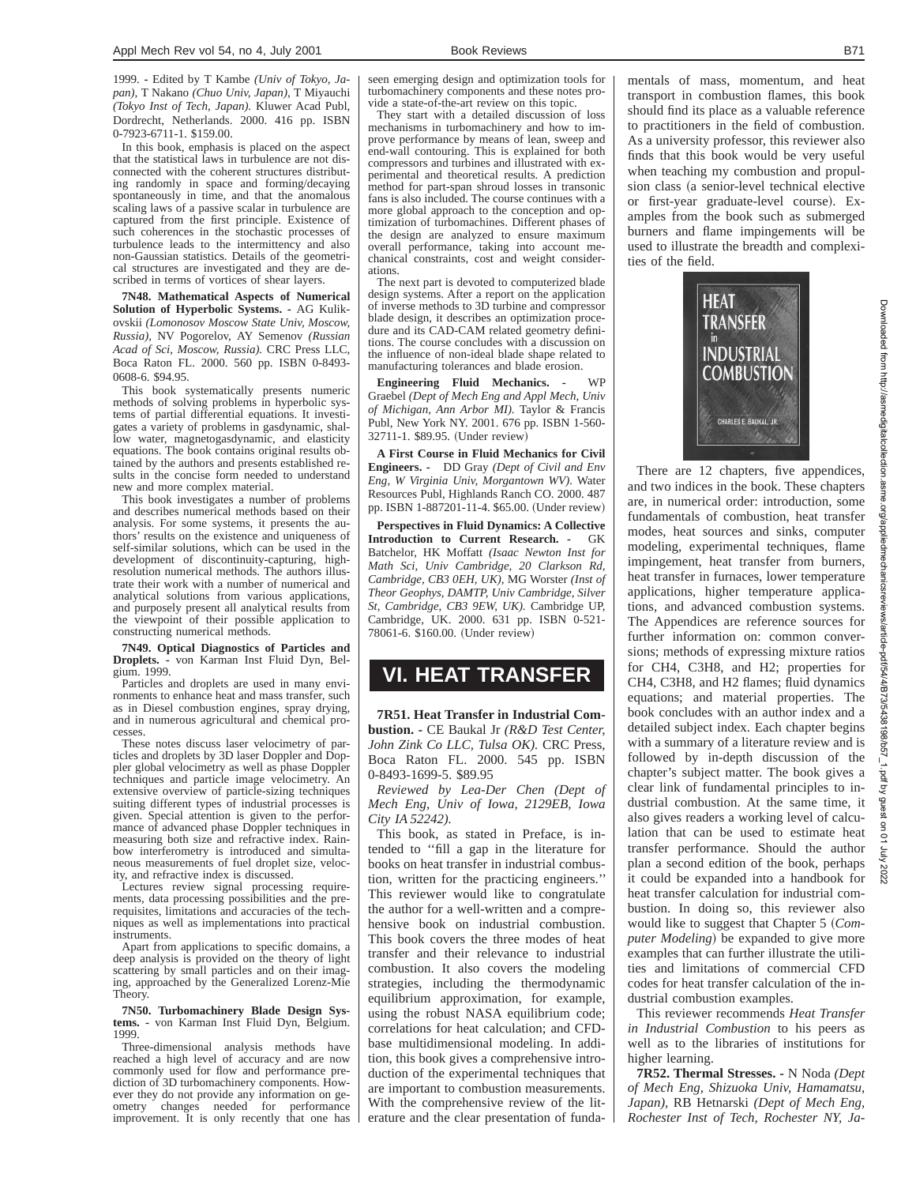1999. - Edited by T Kambe *(Univ of Tokyo, Japan),* T Nakano *(Chuo Univ, Japan),* T Miyauchi *(Tokyo Inst of Tech, Japan).* Kluwer Acad Publ, Dordrecht, Netherlands. 2000. 416 pp. ISBN 0-7923-6711-1. $159.00.

In this book, emphasis is placed on the aspect that the statistical laws in turbulence are not disconnected with the coherent structures distributing randomly in space and forming/decaying spontaneously in time, and that the anomalous scaling laws of a passive scalar in turbulence are captured from the first principle. Existence of such coherences in the stochastic processes of turbulence leads to the intermittency and also non-Gaussian statistics. Details of the geometrical structures are investigated and they are described in terms of vortices of shear layers.

**7N48. Mathematical Aspects of Numerical Solution of Hyperbolic Systems.** - AG Kulikovskii *(Lomonosov Moscow State Univ, Moscow, Russia),* NV Pogorelov, AY Semenov *(Russian Acad of Sci, Moscow, Russia).* CRC Press LLC, Boca Raton FL. 2000. 560 pp. ISBN 0-8493-0608-6. $94.95.

This book systematically presents numeric methods of solving problems in hyperbolic systems of partial differential equations. It investigates a variety of problems in gasdynamic, shallow water, magnetogasdynamic, and elasticity equations. The book contains original results obtained by the authors and presents established results in the concise form needed to understand new and more complex material.

This book investigates a number of problems and describes numerical methods based on their analysis. For some systems, it presents the authors' results on the existence and uniqueness of self-similar solutions, which can be used in the development of discontinuity-capturing, high-resolution numerical methods. The authors illustrate their work with a number of numerical and analytical solutions from various applications, and purposely present all analytical results from the viewpoint of their possible application to constructing numerical methods.

**7N49. Optical Diagnostics of Particles and Droplets.** - von Karman Inst Fluid Dyn, Belgium. 1999.

Particles and droplets are used in many environments to enhance heat and mass transfer, such as in Diesel combustion engines, spray drying, and in numerous agricultural and chemical processes.

These notes discuss laser velocimetry of particles and droplets by 3D laser Doppler and Doppler global velocimetry as well as phase Doppler techniques and particle image velocimetry. An extensive overview of particle-sizing techniques suiting different types of industrial processes is given. Special attention is given to the performance of advanced phase Doppler techniques in measuring both size and refractive index. Rainbow interferometry is introduced and simultaneous measurements of fuel droplet size, velocity, and refractive index is discussed.

Lectures review signal processing requirements, data processing possibilities and the prerequisites, limitations and accuracies of the techniques as well as implementations into practical instruments.

Apart from applications to specific domains, a deep analysis is provided on the theory of light scattering by small particles and on their imaging, approached by the Generalized Lorenz-Mie Theory.

**7N50. Turbomachinery Blade Design Systems.** - von Karman Inst Fluid Dyn, Belgium. 1999.

Three-dimensional analysis methods have reached a high level of accuracy and are now commonly used for flow and performance prediction of 3D turbomachinery components. However they do not provide any information on geometry changes needed for performance improvement. It is only recently that one has seen emerging design and optimization tools for turbomachinery components and these notes provide a state-of-the-art review on this topic.

They start with a detailed discussion of loss mechanisms in turbomachinery and how to improve performance by means of lean, sweep and end-wall contouring. This is explained for both compressors and turbines and illustrated with experimental and theoretical results. A prediction method for part-span shroud losses in transonic fans is also included. The course continues with a more global approach to the conception and optimization of turbomachines. Different phases of the design are analyzed to ensure maximum overall performance, taking into account mechanical constraints, cost and weight considerations.

The next part is devoted to computerized blade design systems. After a report on the application of inverse methods to 3D turbine and compressor blade design, it describes an optimization procedure and its CAD-CAM related geometry definitions. The course concludes with a discussion on the influence of non-ideal blade shape related to manufacturing tolerances and blade erosion.

**Engineering Fluid Mechanics.** - WP Graebel *(Dept of Mech Eng and Appl Mech, Univ of Michigan, Ann Arbor MI).* Taylor & Francis Publ, New York NY. 2001. 676 pp. ISBN 1-560-32711-1. $89.95. (Under review)

**A First Course in Fluid Mechanics for Civil Engineers.** - DD Gray *(Dept of Civil and Env Eng, W Virginia Univ, Morgantown WV).* Water Resources Publ, Highlands Ranch CO. 2000. 487 pp. ISBN 1-887201-11-4. $65.00. (Under review)

**Perspectives in Fluid Dynamics: A Collective Introduction to Current Research.** - GK Batchelor, HK Moffatt *(Isaac Newton Inst for Math Sci, Univ Cambridge, 20 Clarkson Rd, Cambridge, CB3 0EH, UK),* MG Worster *(Inst of Theor Geophys, DAMTP, Univ Cambridge, Silver St, Cambridge, CB3 9EW, UK).* Cambridge UP, Cambridge, UK. 2000. 631 pp. ISBN 0-521-78061-6. $160.00. (Under review)

# VI. HEAT TRANSFER

**7R51. Heat Transfer in Industrial Combustion.** - CE Baukal Jr *(R&D Test Center, John Zink Co LLC, Tulsa OK).* CRC Press, Boca Raton FL. 2000. 545 pp. ISBN 0-8493-1699-5. $89.95

*Reviewed by Lea-Der Chen (Dept of Mech Eng, Univ of Iowa, 2129EB, Iowa City IA 52242).*

This book, as stated in Preface, is intended to "fill a gap in the literature for books on heat transfer in industrial combustion, written for the practicing engineers." This reviewer would like to congratulate the author for a well-written and a comprehensive book on industrial combustion. This book covers the three modes of heat transfer and their relevance to industrial combustion. It also covers the modeling strategies, including the thermodynamic equilibrium approximation, for example, using the robust NASA equilibrium code; correlations for heat calculation; and CFD-base multidimensional modeling. In addition, this book gives a comprehensive introduction of the experimental techniques that are important to combustion measurements. With the comprehensive review of the literature and the clear presentation of fundamentals of mass, momentum, and heat transport in combustion flames, this book should find its place as a valuable reference to practitioners in the field of combustion. As a university professor, this reviewer also finds that this book would be very useful when teaching my combustion and propulsion class (a senior-level technical elective or first-year graduate-level course). Examples from the book such as submerged burners and flame impingements will be used to illustrate the breadth and complexities of the field.

There are 12 chapters, five appendices, and two indices in the book. These chapters are, in numerical order: introduction, some fundamentals of combustion, heat transfer modes, heat sources and sinks, computer modeling, experimental techniques, flame impingement, heat transfer from burners, heat transfer in furnaces, lower temperature applications, higher temperature applications, and advanced combustion systems. The Appendices are reference sources for further information on: common conversions; methods of expressing mixture ratios for $CH_4$, $C_3H_8$, and $H_2$; properties for $CH_4$, $C_3H_8$, and $H_2$ flames; fluid dynamics equations; and material properties. The book concludes with an author index and a detailed subject index. Each chapter begins with a summary of a literature review and is followed by in-depth discussion of the chapter's subject matter. The book gives a clear link of fundamental principles to industrial combustion. At the same time, it also gives readers a working level of calculation that can be used to estimate heat transfer performance. Should the author plan a second edition of the book, perhaps it could be expanded into a handbook for heat transfer calculation for industrial combustion. In doing so, this reviewer also would like to suggest that Chapter 5 (*Computer Modeling*) be expanded to give more examples that can further illustrate the utilities and limitations of commercial CFD codes for heat transfer calculation of the industrial combustion examples.

This reviewer recommends *Heat Transfer in Industrial Combustion* to his peers as well as to the libraries of institutions for higher learning.

**7R52. Thermal Stresses.** - N Noda *(Dept of Mech Eng, Shizuoka Univ, Hamamatsu, Japan),* RB Hetnarski *(Dept of Mech Eng, Rochester Inst of Tech, Rochester NY, Ja-*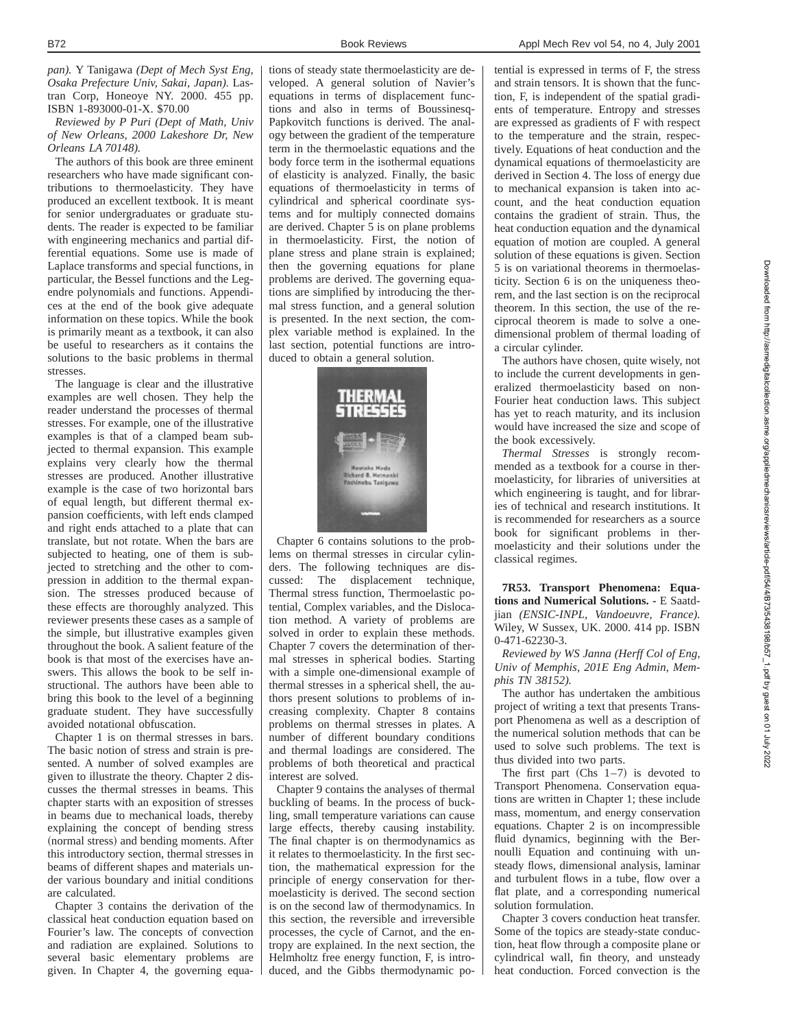*pan).* Y Tanigawa *(Dept of Mech Syst Eng, Osaka Prefecture Univ, Sakai, Japan).* Lastran Corp, Honeoye NY. 2000. 455 pp. ISBN 1-893000-01-X. $70.00

*Reviewed by P Puri (Dept of Math, Univ of New Orleans, 2000 Lakeshore Dr, New Orleans LA 70148).*

The authors of this book are three eminent researchers who have made significant contributions to thermoelasticity. They have produced an excellent textbook. It is meant for senior undergraduates or graduate students. The reader is expected to be familiar with engineering mechanics and partial differential equations. Some use is made of Laplace transforms and special functions, in particular, the Bessel functions and the Legendre polynomials and functions. Appendices at the end of the book give adequate information on these topics. While the book is primarily meant as a textbook, it can also be useful to researchers as it contains the solutions to the basic problems in thermal stresses.

The language is clear and the illustrative examples are well chosen. They help the reader understand the processes of thermal stresses. For example, one of the illustrative examples is that of a clamped beam subjected to thermal expansion. This example explains very clearly how the thermal stresses are produced. Another illustrative example is the case of two horizontal bars of equal length, but different thermal expansion coefficients, with left ends clamped and right ends attached to a plate that can translate, but not rotate. When the bars are subjected to heating, one of them is subjected to stretching and the other to compression in addition to the thermal expansion. The stresses produced because of these effects are thoroughly analyzed. This reviewer presents these cases as a sample of the simple, but illustrative examples given throughout the book. A salient feature of the book is that most of the exercises have answers. This allows the book to be self instructional. The authors have been able to bring this book to the level of a beginning graduate student. They have successfully avoided notational obfuscation.

Chapter 1 is on thermal stresses in bars. The basic notion of stress and strain is presented. A number of solved examples are given to illustrate the theory. Chapter 2 discusses the thermal stresses in beams. This chapter starts with an exposition of stresses in beams due to mechanical loads, thereby explaining the concept of bending stress (normal stress) and bending moments. After this introductory section, thermal stresses in beams of different shapes and materials under various boundary and initial conditions are calculated.

Chapter 3 contains the derivation of the classical heat conduction equation based on Fourier's law. The concepts of convection and radiation are explained. Solutions to several basic elementary problems are given. In Chapter 4, the governing equations of steady state thermoelasticity are developed. A general solution of Navier's equations in terms of displacement functions and also in terms of Boussinesq-Papkovitch functions is derived. The analogy between the gradient of the temperature term in the thermoelastic equations and the body force term in the isothermal equations of elasticity is analyzed. Finally, the basic equations of thermoelasticity in terms of cylindrical and spherical coordinate systems and for multiply connected domains are derived. Chapter 5 is on plane problems in thermoelasticity. First, the notion of plane stress and plane strain is explained; then the governing equations for plane problems are derived. The governing equations are simplified by introducing the thermal stress function, and a general solution is presented. In the next section, the complex variable method is explained. In the last section, potential functions are introduced to obtain a general solution.

Chapter 6 contains solutions to the problems on thermal stresses in circular cylinders. The following techniques are discussed: The displacement technique, Thermal stress function, Thermoelastic potential, Complex variables, and the Dislocation method. A variety of problems are solved in order to explain these methods. Chapter 7 covers the determination of thermal stresses in spherical bodies. Starting with a simple one-dimensional example of thermal stresses in a spherical shell, the authors present solutions to problems of increasing complexity. Chapter 8 contains problems on thermal stresses in plates. A number of different boundary conditions and thermal loadings are considered. The problems of both theoretical and practical interest are solved.

Chapter 9 contains the analyses of thermal buckling of beams. In the process of buckling, small temperature variations can cause large effects, thereby causing instability. The final chapter is on thermodynamics as it relates to thermoelasticity. In the first section, the mathematical expression for the principle of energy conservation for thermoelasticity is derived. The second section is on the second law of thermodynamics. In this section, the reversible and irreversible processes, the cycle of Carnot, and the entropy are explained. In the next section, the Helmholtz free energy function, F, is introduced, and the Gibbs thermodynamic potential is expressed in terms of F, the stress and strain tensors. It is shown that the function, F, is independent of the spatial gradients of temperature. Entropy and stresses are expressed as gradients of F with respect to the temperature and the strain, respectively. Equations of heat conduction and the dynamical equations of thermoelasticity are derived in Section 4. The loss of energy due to mechanical expansion is taken into account, and the heat conduction equation contains the gradient of strain. Thus, the heat conduction equation and the dynamical equation of motion are coupled. A general solution of these equations is given. Section 5 is on variational theorems in thermoelasticity. Section 6 is on the uniqueness theorem, and the last section is on the reciprocal theorem. In this section, the use of the reciprocal theorem is made to solve a one-dimensional problem of thermal loading of a circular cylinder.

The authors have chosen, quite wisely, not to include the current developments in generalized thermoelasticity based on non-Fourier heat conduction laws. This subject has yet to reach maturity, and its inclusion would have increased the size and scope of the book excessively.

*Thermal Stresses* is strongly recommended as a textbook for a course in thermoelasticity, for libraries of universities at which engineering is taught, and for libraries of technical and research institutions. It is recommended for researchers as a source book for significant problems in thermoelasticity and their solutions under the classical regimes.

**7R53. Transport Phenomena: Equations and Numerical Solutions. -** E Saatdjian *(ENSIC-INPL, Vandoeuvre, France).* Wiley, W Sussex, UK. 2000. 414 pp. ISBN 0-471-62230-3.

*Reviewed by WS Janna (Herff Col of Eng, Univ of Memphis, 201E Eng Admin, Memphis TN 38152).*

The author has undertaken the ambitious project of writing a text that presents Transport Phenomena as well as a description of the numerical solution methods that can be used to solve such problems. The text is thus divided into two parts.

The first part (Chs 1–7) is devoted to Transport Phenomena. Conservation equations are written in Chapter 1; these include mass, momentum, and energy conservation equations. Chapter 2 is on incompressible fluid dynamics, beginning with the Bernoulli Equation and continuing with unsteady flows, dimensional analysis, laminar and turbulent flows in a tube, flow over a flat plate, and a corresponding numerical solution formulation.

Chapter 3 covers conduction heat transfer. Some of the topics are steady-state conduction, heat flow through a composite plane or cylindrical wall, fin theory, and unsteady heat conduction. Forced convection is the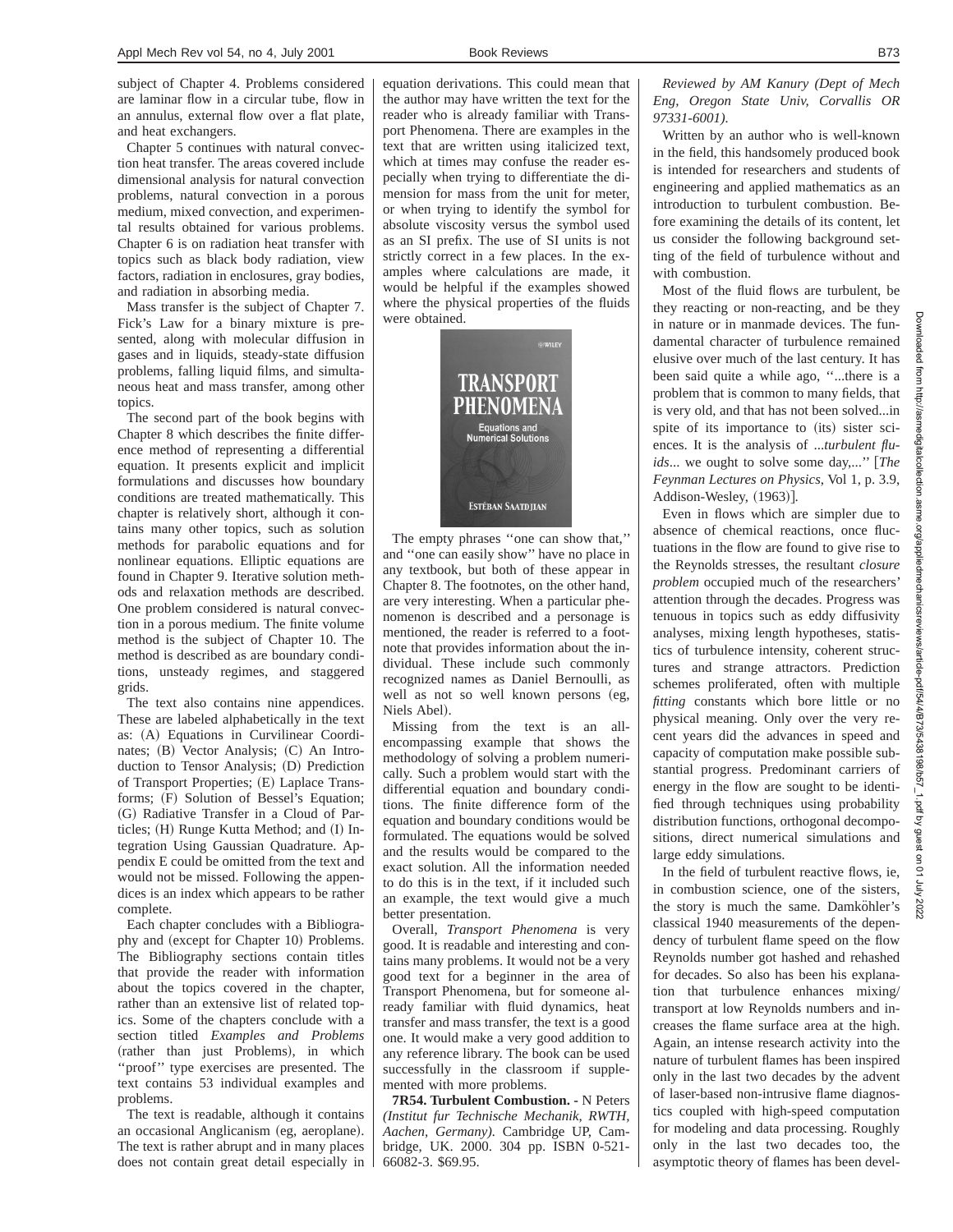subject of Chapter 4. Problems considered are laminar flow in a circular tube, flow in an annulus, external flow over a flat plate, and heat exchangers.

Chapter 5 continues with natural convection heat transfer. The areas covered include dimensional analysis for natural convection problems, natural convection in a porous medium, mixed convection, and experimental results obtained for various problems. Chapter 6 is on radiation heat transfer with topics such as black body radiation, view factors, radiation in enclosures, gray bodies, and radiation in absorbing media.

Mass transfer is the subject of Chapter 7. Fick's Law for a binary mixture is presented, along with molecular diffusion in gases and in liquids, steady-state diffusion problems, falling liquid films, and simultaneous heat and mass transfer, among other topics.

The second part of the book begins with Chapter 8 which describes the finite difference method of representing a differential equation. It presents explicit and implicit formulations and discusses how boundary conditions are treated mathematically. This chapter is relatively short, although it contains many other topics, such as solution methods for parabolic equations and for nonlinear equations. Elliptic equations are found in Chapter 9. Iterative solution methods and relaxation methods are described. One problem considered is natural convection in a porous medium. The finite volume method is the subject of Chapter 10. The method is described as are boundary conditions, unsteady regimes, and staggered grids.

The text also contains nine appendices. These are labeled alphabetically in the text as: (A) Equations in Curvilinear Coordinates; (B) Vector Analysis; (C) An Introduction to Tensor Analysis; (D) Prediction of Transport Properties; (E) Laplace Transforms; (F) Solution of Bessel's Equation; (G) Radiative Transfer in a Cloud of Particles; (H) Runge Kutta Method; and (I) Integration Using Gaussian Quadrature. Appendix E could be omitted from the text and would not be missed. Following the appendices is an index which appears to be rather complete.

Each chapter concludes with a Bibliography and (except for Chapter 10) Problems. The Bibliography sections contain titles that provide the reader with information about the topics covered in the chapter, rather than an extensive list of related topics. Some of the chapters conclude with a section titled *Examples and Problems* (rather than just Problems), in which "proof" type exercises are presented. The text contains 53 individual examples and problems.

The text is readable, although it contains an occasional Anglicanism (eg, aeroplane). The text is rather abrupt and in many places does not contain great detail especially in equation derivations. This could mean that the author may have written the text for the reader who is already familiar with Transport Phenomena. There are examples in the text that are written using italicized text, which at times may confuse the reader especially when trying to differentiate the dimension for mass from the unit for meter, or when trying to identify the symbol for absolute viscosity versus the symbol used as an SI prefix. The use of SI units is not strictly correct in a few places. In the examples where calculations are made, it would be helpful if the examples showed where the physical properties of the fluids were obtained.

The empty phrases "one can show that," and "one can easily show" have no place in any textbook, but both of these appear in Chapter 8. The footnotes, on the other hand, are very interesting. When a particular phenomenon is described and a personage is mentioned, the reader is referred to a footnote that provides information about the individual. These include such commonly recognized names as Daniel Bernoulli, as well as not so well known persons (eg, Niels Abel).

Missing from the text is an all-encompassing example that shows the methodology of solving a problem numerically. Such a problem would start with the differential equation and boundary conditions. The finite difference form of the equation and boundary conditions would be formulated. The equations would be solved and the results would be compared to the exact solution. All the information needed to do this is in the text, if it included such an example, the text would give a much better presentation.

Overall, *Transport Phenomena* is very good. It is readable and interesting and contains many problems. It would not be a very good text for a beginner in the area of Transport Phenomena, but for someone already familiar with fluid dynamics, heat transfer and mass transfer, the text is a good one. It would make a very good addition to any reference library. The book can be used successfully in the classroom if supplemented with more problems.

**7R54. Turbulent Combustion.** - N Peters *(Institut fur Technische Mechanik, RWTH, Aachen, Germany).* Cambridge UP, Cambridge, UK. 2000. 304 pp. ISBN 0-521-66082-3. $69.95.

*Reviewed by AM Kanury (Dept of Mech Eng, Oregon State Univ, Corvallis OR 97331-6001).*

Written by an author who is well-known in the field, this handsomely produced book is intended for researchers and students of engineering and applied mathematics as an introduction to turbulent combustion. Before examining the details of its content, let us consider the following background setting of the field of turbulence without and with combustion.

Most of the fluid flows are turbulent, be they reacting or non-reacting, and be they in nature or in manmade devices. The fundamental character of turbulence remained elusive over much of the last century. It has been said quite a while ago, "...there is a problem that is common to many fields, that is very old, and that has not been solved...in spite of its importance to (its) sister sciences. It is the analysis of ...*turbulent fluids*... we ought to solve some day,..." [*The Feynman Lectures on Physics*, Vol 1, p. 3.9, Addison-Wesley, (1963)].

Even in flows which are simpler due to absence of chemical reactions, once fluctuations in the flow are found to give rise to the Reynolds stresses, the resultant *closure problem* occupied much of the researchers' attention through the decades. Progress was tenuous in topics such as eddy diffusivity analyses, mixing length hypotheses, statistics of turbulence intensity, coherent structures and strange attractors. Prediction schemes proliferated, often with multiple *fitting* constants which bore little or no physical meaning. Only over the very recent years did the advances in speed and capacity of computation make possible substantial progress. Predominant carriers of energy in the flow are sought to be identified through techniques using probability distribution functions, orthogonal decompositions, direct numerical simulations and large eddy simulations.

In the field of turbulent reactive flows, ie, in combustion science, one of the sisters, the story is much the same. Damköhler's classical 1940 measurements of the dependency of turbulent flame speed on the flow Reynolds number got hashed and rehashed for decades. So also has been his explanation that turbulence enhances mixing/transport at low Reynolds numbers and increases the flame surface area at the high. Again, an intense research activity into the nature of turbulent flames has been inspired only in the last two decades by the advent of laser-based non-intrusive flame diagnostics coupled with high-speed computation for modeling and data processing. Roughly only in the last two decades too, the asymptotic theory of flames has been devel-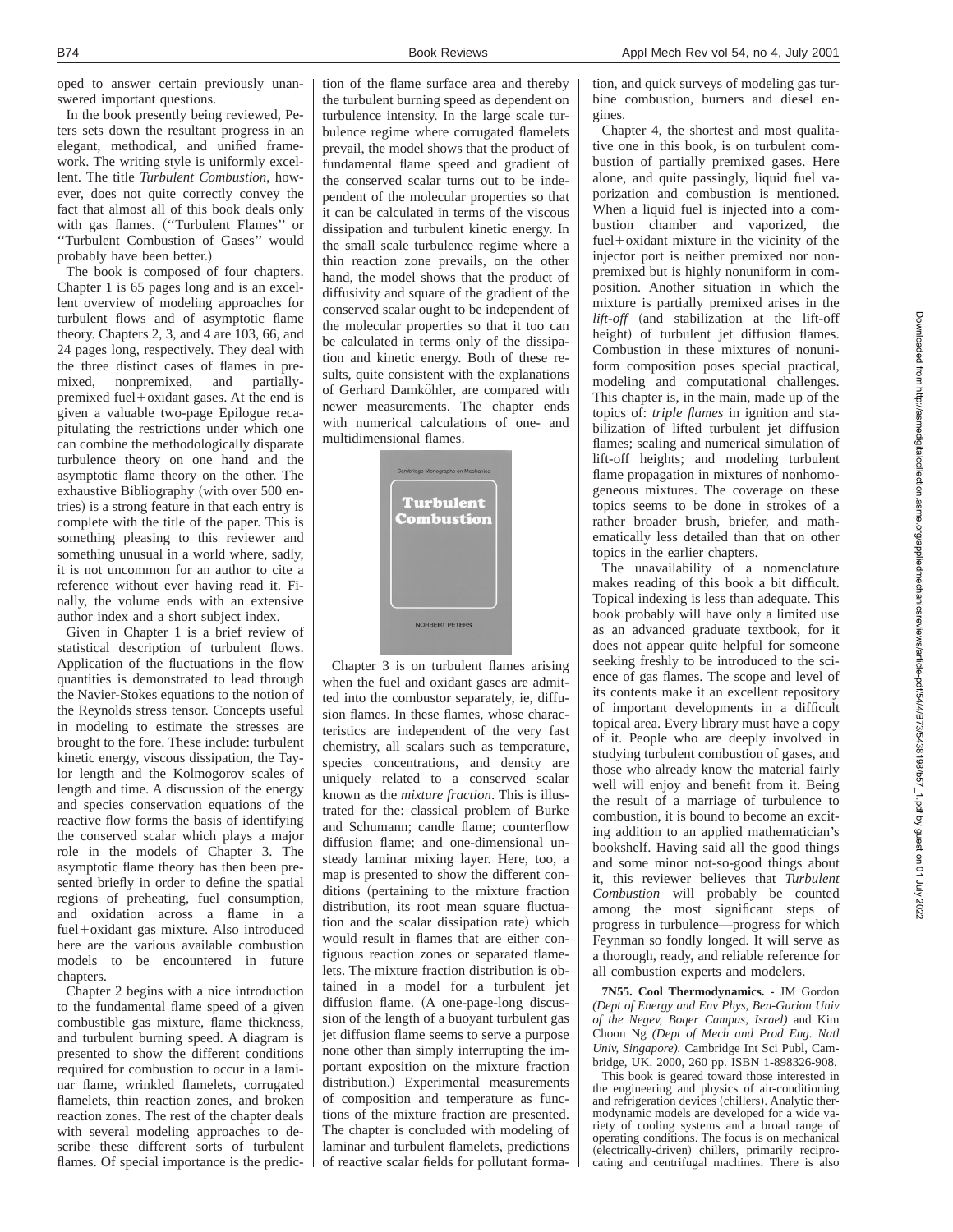oped to answer certain previously unanswered important questions.

In the book presently being reviewed, Peters sets down the resultant progress in an elegant, methodical, and unified framework. The writing style is uniformly excellent. The title *Turbulent Combustion*, however, does not quite correctly convey the fact that almost all of this book deals only with gas flames. (''Turbulent Flames'' or ''Turbulent Combustion of Gases'' would probably have been better.)

The book is composed of four chapters. Chapter 1 is 65 pages long and is an excellent overview of modeling approaches for turbulent flows and of asymptotic flame theory. Chapters 2, 3, and 4 are 103, 66, and 24 pages long, respectively. They deal with the three distinct cases of flames in premixed, nonpremixed, and partially-premixed fuel+oxidant gases. At the end is given a valuable two-page Epilogue recapitulating the restrictions under which one can combine the methodologically disparate turbulence theory on one hand and the asymptotic flame theory on the other. The exhaustive Bibliography (with over 500 entries) is a strong feature in that each entry is complete with the title of the paper. This is something pleasing to this reviewer and something unusual in a world where, sadly, it is not uncommon for an author to cite a reference without ever having read it. Finally, the volume ends with an extensive author index and a short subject index.

Given in Chapter 1 is a brief review of statistical description of turbulent flows. Application of the fluctuations in the flow quantities is demonstrated to lead through the Navier-Stokes equations to the notion of the Reynolds stress tensor. Concepts useful in modeling to estimate the stresses are brought to the fore. These include: turbulent kinetic energy, viscous dissipation, the Taylor length and the Kolmogorov scales of length and time. A discussion of the energy and species conservation equations of the reactive flow forms the basis of identifying the conserved scalar which plays a major role in the models of Chapter 3. The asymptotic flame theory has then been presented briefly in order to define the spatial regions of preheating, fuel consumption, and oxidation across a flame in a fuel+oxidant gas mixture. Also introduced here are the various available combustion models to be encountered in future chapters.

Chapter 2 begins with a nice introduction to the fundamental flame speed of a given combustible gas mixture, flame thickness, and turbulent burning speed. A diagram is presented to show the different conditions required for combustion to occur in a laminar flame, wrinkled flamelets, corrugated flamelets, thin reaction zones, and broken reaction zones. The rest of the chapter deals with several modeling approaches to describe these different sorts of turbulent flames. Of special importance is the prediction of the flame surface area and thereby the turbulent burning speed as dependent on turbulence intensity. In the large scale turbulence regime where corrugated flamelets prevail, the model shows that the product of fundamental flame speed and gradient of the conserved scalar turns out to be independent of the molecular properties so that it can be calculated in terms of the viscous dissipation and turbulent kinetic energy. In the small scale turbulence regime where a thin reaction zone prevails, on the other hand, the model shows that the product of diffusivity and square of the gradient of the conserved scalar ought to be independent of the molecular properties so that it too can be calculated in terms only of the dissipation and kinetic energy. Both of these results, quite consistent with the explanations of Gerhard Damköhler, are compared with newer measurements. The chapter ends with numerical calculations of one- and multidimensional flames.

Chapter 3 is on turbulent flames arising when the fuel and oxidant gases are admitted into the combustor separately, ie, diffusion flames. In these flames, whose characteristics are independent of the very fast chemistry, all scalars such as temperature, species concentrations, and density are uniquely related to a conserved scalar known as the *mixture fraction*. This is illustrated for the: classical problem of Burke and Schumann; candle flame; counterflow diffusion flame; and one-dimensional unsteady laminar mixing layer. Here, too, a map is presented to show the different conditions (pertaining to the mixture fraction distribution, its root mean square fluctuation and the scalar dissipation rate) which would result in flames that are either contiguous reaction zones or separated flamelets. The mixture fraction distribution is obtained in a model for a turbulent jet diffusion flame. (A one-page-long discussion of the length of a buoyant turbulent gas jet diffusion flame seems to serve a purpose none other than simply interrupting the important exposition on the mixture fraction distribution.) Experimental measurements of composition and temperature as functions of the mixture fraction are presented. The chapter is concluded with modeling of laminar and turbulent flamelets, predictions of reactive scalar fields for pollutant formation, and quick surveys of modeling gas turbine combustion, burners and diesel engines.

Chapter 4, the shortest and most qualitative one in this book, is on turbulent combustion of partially premixed gases. Here alone, and quite passingly, liquid fuel vaporization and combustion is mentioned. When a liquid fuel is injected into a combustion chamber and vaporized, the fuel+oxidant mixture in the vicinity of the injector port is neither premixed nor nonpremixed but is highly nonuniform in composition. Another situation in which the mixture is partially premixed arises in the *lift-off* (and stabilization at the lift-off height) of turbulent jet diffusion flames. Combustion in these mixtures of nonuniform composition poses special practical, modeling and computational challenges. This chapter is, in the main, made up of the topics of: *triple flames* in ignition and stabilization of lifted turbulent jet diffusion flames; scaling and numerical simulation of lift-off heights; and modeling turbulent flame propagation in mixtures of nonhomogeneous mixtures. The coverage on these topics seems to be done in strokes of a rather broader brush, briefer, and mathematically less detailed than that on other topics in the earlier chapters.

The unavailability of a nomenclature makes reading of this book a bit difficult. Topical indexing is less than adequate. This book probably will have only a limited use as an advanced graduate textbook, for it does not appear quite helpful for someone seeking freshly to be introduced to the science of gas flames. The scope and level of its contents make it an excellent repository of important developments in a difficult topical area. Every library must have a copy of it. People who are deeply involved in studying turbulent combustion of gases, and those who already know the material fairly well will enjoy and benefit from it. Being the result of a marriage of turbulence to combustion, it is bound to become an exciting addition to an applied mathematician's bookshelf. Having said all the good things and some minor not-so-good things about it, this reviewer believes that *Turbulent Combustion* will probably be counted among the most significant steps of progress in turbulence—progress for which Feynman so fondly longed. It will serve as a thorough, ready, and reliable reference for all combustion experts and modelers.

**7N55. Cool Thermodynamics.** - JM Gordon *(Dept of Energy and Env Phys, Ben-Gurion Univ of the Negev, Boqer Campus, Israel)* and Kim Choon Ng *(Dept of Mech and Prod Eng. Natl Univ, Singapore).* Cambridge Int Sci Publ, Cambridge, UK. 2000, 260 pp. ISBN 1-898326-908.

This book is geared toward those interested in the engineering and physics of air-conditioning and refrigeration devices (chillers). Analytic thermodynamic models are developed for a wide variety of cooling systems and a broad range of operating conditions. The focus is on mechanical (electrically-driven) chillers, primarily reciprocating and centrifugal machines. There is also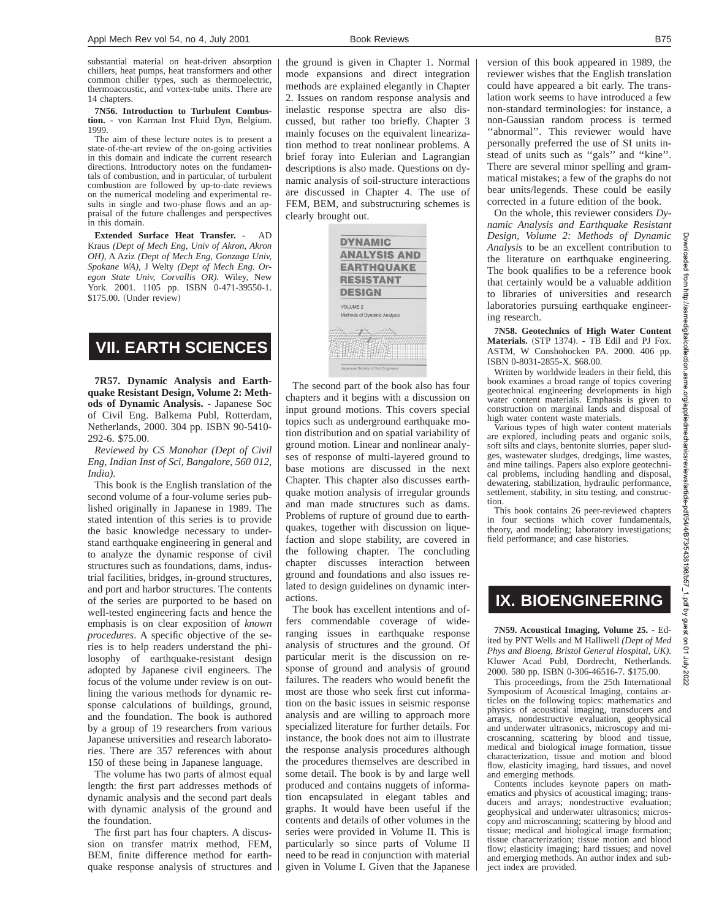substantial material on heat-driven absorption chillers, heat pumps, heat transformers and other common chiller types, such as thermoelectric, thermoacoustic, and vortex-tube units. There are 14 chapters.

**7N56. Introduction to Turbulent Combustion.** - von Karman Inst Fluid Dyn, Belgium. 1999.

The aim of these lecture notes is to present a state-of-the-art review of the on-going activities in this domain and indicate the current research directions. Introductory notes on the fundamentals of combustion, and in particular, of turbulent combustion are followed by up-to-date reviews on the numerical modeling and experimental results in single and two-phase flows and an appraisal of the future challenges and perspectives in this domain.

**Extended Surface Heat Transfer.** - AD Kraus *(Dept of Mech Eng, Univ of Akron, Akron OH)*, A Aziz *(Dept of Mech Eng, Gonzaga Univ, Spokane WA)*, J Welty *(Dept of Mech Eng. Oregon State Univ, Corvallis OR)*. Wiley, New York. 2001. 1105 pp. ISBN 0-471-39550-1. $175.00. (Under review)

# VII. EARTH SCIENCES

**7R57. Dynamic Analysis and Earthquake Resistant Design, Volume 2: Methods of Dynamic Analysis.** - Japanese Soc of Civil Eng. Balkema Publ, Rotterdam, Netherlands, 2000. 304 pp. ISBN 90-5410-292-6. $75.00.

*Reviewed by CS Manohar (Dept of Civil Eng, Indian Inst of Sci, Bangalore, 560 012, India).*

This book is the English translation of the second volume of a four-volume series published originally in Japanese in 1989. The stated intention of this series is to provide the basic knowledge necessary to understand earthquake engineering in general and to analyze the dynamic response of civil structures such as foundations, dams, industrial facilities, bridges, in-ground structures, and port and harbor structures. The contents of the series are purported to be based on well-tested engineering facts and hence the emphasis is on clear exposition of *known procedures*. A specific objective of the series is to help readers understand the philosophy of earthquake-resistant design adopted by Japanese civil engineers. The focus of the volume under review is on outlining the various methods for dynamic response calculations of buildings, ground, and the foundation. The book is authored by a group of 19 researchers from various Japanese universities and research laboratories. There are 357 references with about 150 of these being in Japanese language.

The volume has two parts of almost equal length: the first part addresses methods of dynamic analysis and the second part deals with dynamic analysis of the ground and the foundation.

The first part has four chapters. A discussion on transfer matrix method, FEM, BEM, finite difference method for earthquake response analysis of structures and the ground is given in Chapter 1. Normal mode expansions and direct integration methods are explained elegantly in Chapter 2. Issues on random response analysis and inelastic response spectra are also discussed, but rather too briefly. Chapter 3 mainly focuses on the equivalent linearization method to treat nonlinear problems. A brief foray into Eulerian and Lagrangian descriptions is also made. Questions on dynamic analysis of soil-structure interactions are discussed in Chapter 4. The use of FEM, BEM, and substructuring schemes is clearly brought out.

The second part of the book also has four chapters and it begins with a discussion on input ground motions. This covers special topics such as underground earthquake motion distribution and on spatial variability of ground motion. Linear and nonlinear analyses of response of multi-layered ground to base motions are discussed in the next Chapter. This chapter also discusses earthquake motion analysis of irregular grounds and man made structures such as dams. Problems of rupture of ground due to earthquakes, together with discussion on liquefaction and slope stability, are covered in the following chapter. The concluding chapter discusses interaction between ground and foundations and also issues related to design guidelines on dynamic interactions.

The book has excellent intentions and offers commendable coverage of wide-ranging issues in earthquake response analysis of structures and the ground. Of particular merit is the discussion on response of ground and analysis of ground failures. The readers who would benefit the most are those who seek first cut information on the basic issues in seismic response analysis and are willing to approach more specialized literature for further details. For instance, the book does not aim to illustrate the response analysis procedures although the procedures themselves are described in some detail. The book is by and large well produced and contains nuggets of information encapsulated in elegant tables and graphs. It would have been useful if the contents and details of other volumes in the series were provided in Volume II. This is particularly so since parts of Volume II need to be read in conjunction with material given in Volume I. Given that the Japanese version of this book appeared in 1989, the reviewer wishes that the English translation could have appeared a bit early. The translation work seems to have introduced a few non-standard terminologies: for instance, a non-Gaussian random process is termed ''abnormal''. This reviewer would have personally preferred the use of SI units instead of units such as ''gals'' and ''kine''. There are several minor spelling and grammatical mistakes; a few of the graphs do not bear units/legends. These could be easily corrected in a future edition of the book.

On the whole, this reviewer considers *Dynamic Analysis and Earthquake Resistant Design, Volume 2: Methods of Dynamic Analysis* to be an excellent contribution to the literature on earthquake engineering. The book qualifies to be a reference book that certainly would be a valuable addition to libraries of universities and research laboratories pursuing earthquake engineering research.

**7N58. Geotechnics of High Water Content Materials.** (STP 1374). - TB Edil and PJ Fox. ASTM, W Conshohocken PA. 2000. 406 pp. ISBN 0-8031-2855-X. $68.00.

Written by worldwide leaders in their field, this book examines a broad range of topics covering geotechnical engineering developments in high water content materials. Emphasis is given to construction on marginal lands and disposal of high water content waste materials.

Various types of high water content materials are explored, including peats and organic soils, soft silts and clays, bentonite slurries, paper sludges, wastewater sludges, dredgings, lime wastes, and mine tailings. Papers also explore geotechnical problems, including handling and disposal, dewatering, stabilization, hydraulic performance, settlement, stability, in situ testing, and construction.

This book contains 26 peer-reviewed chapters in four sections which cover fundamentals, theory, and modeling; laboratory investigations; field performance; and case histories.

# IX. BIOENGINEERING

**7N59. Acoustical Imaging, Volume 25.** - Edited by PNT Wells and M Halliwell *(Dept of Med Phys and Bioeng, Bristol General Hospital, UK)*. Kluwer Acad Publ, Dordrecht, Netherlands. 2000. 580 pp. ISBN 0-306-46516-7. $175.00.

This proceedings, from the 25th International Symposium of Acoustical Imaging, contains articles on the following topics: mathematics and physics of acoustical imaging, transducers and arrays, nondestructive evaluation, geophysical and underwater ultrasonics, microscopy and microscanning, scattering by blood and tissue, medical and biological image formation, tissue characterization, tissue and motion and blood flow, elasticity imaging, hard tissues, and novel and emerging methods.

Contents includes keynote papers on mathematics and physics of acoustical imaging; transducers and arrays; nondestructive evaluation; geophysical and underwater ultrasonics; microscopy and microscanning; scattering by blood and tissue; medical and biological image formation; tissue characterization; tissue motion and blood flow; elasticity imaging; hard tissues; and novel and emerging methods. An author index and subject index are provided.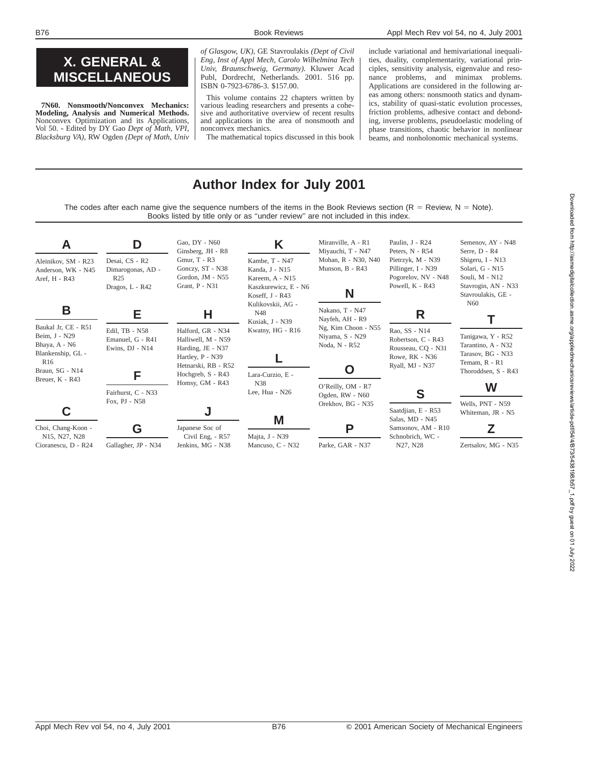## X. GENERAL & MISCELLANEOUS

**7N60. Nonsmooth/Nonconvex Mechanics: Modeling, Analysis and Numerical Methods.** Nonconvex Optimization and its Applications, Vol 50. - Edited by DY Gao *Dept of Math, VPI, Blacksburg VA)*, RW Ogden *(Dept of Math, Univ of Glasgow, UK)*, GE Stavroulakis *(Dept of Civil Eng, Inst of Appl Mech, Carolo Wilhelmina Tech Univ, Braunschweig, Germany).* Kluwer Acad Publ, Dordrecht, Netherlands. 2001. 516 pp. ISBN 0-7923-6786-3. $157.00.

This volume contains 22 chapters written by various leading researchers and presents a cohesive and authoritative overview of recent results and applications in the area of nonsmooth and nonconvex mechanics.

The mathematical topics discussed in this book include variational and hemivariational inequalities, duality, complementarity, variational principles, sensitivity analysis, eigenvalue and resonance problems, and minimax problems. Applications are considered in the following areas among others: nonsmooth statics and dynamics, stability of quasi-static evolution processes, friction problems, adhesive contact and debonding, inverse problems, pseudoelastic modeling of phase transitions, chaotic behavior in nonlinear beams, and nonholonomic mechanical systems.

# Author Index for July 2001

The codes after each name give the sequence numbers of the items in the Book Reviews section (R = Review, N = Note). Books listed by title only or as "under review" are not included in this index.

### A

Aleinikov, SM - R23
Anderson, WK - N45
Aref, H - R43

### B

Baukal Jr, CE - R51
Beim, J - N29
Bhaya, A - N6
Blankenship, GL - R16
Braun, SG - N14
Breuer, K - R43

### C

Choi, Chang-Koon - N15, N27, N28
Cioranescu, D - R24

### D

Desai, CS - R2
Dimarogonas, AD - R25
Dragos, L - R42

### E

Edil, TB - N58
Emanuel, G - R41
Ewins, DJ - N14

### F

Fairhurst, C - N33
Fox, PJ - N58

### G

Gallagher, JP - N34
Gao, DY - N60
Ginsberg, JH - R8
Gmur, T - R3
Gonczy, ST - N38
Gordon, JM - N55
Grant, P - N31

### H

Halford, GR - N34
Halliwell, M - N59
Harding, JE - N37
Hartley, P - N39
Hetnarski, RB - R52
Hochgreb, S - R43
Homsy, GM - R43

### J

Japanese Soc of Civil Eng, - R57
Jenkins, MG - N38

### K

Kambe, T - N47
Kanda, J - N15
Kareem, A - N15
Kaszkurewicz, E - N6
Koseff, J - R43
Kulikovskii, AG - N48
Kusiak, J - N39
Kwatny, HG - R16

### L

Lara-Curzio, E - N38
Lee, Hua - N26

### M

Majta, J - N39
Mancuso, C - N32
Miranville, A - R1
Miyauchi, T - N47
Mohan, R - N30, N40
Munson, B - R43

### N

Nakano, T - N47
Nayfeh, AH - R9
Ng, Kim Choon - N55
Niyama, S - N29
Noda, N - R52

### O

O'Reilly, OM - R7
Ogden, RW - N60
Orekhov, BG - N35

### P

Parke, GAR - N37
Paulin, J - R24
Peters, N - R54
Pietrzyk, M - N39
Pillinger, I - N39
Pogorelov, NV - N48
Powell, K - R43

### R

Rao, SS - N14
Robertson, C - R43
Rousseau, CQ - N31
Rowe, RK - N36
Ryall, MJ - N37

### S

Saatdjian, E - R53
Salas, MD - N45
Samsonov, AM - R10
Schnobrich, WC - N27, N28
Semenov, AY - N48
Serre, D - R4
Shigeru, I - N13
Solari, G - N15
Souli, M - N12
Stavrogin, AN - N33
Stavroulakis, GE - N60

### T

Tanigawa, Y - R52
Tarantino, A - N32
Tarasov, BG - N33
Temam, R - R1
Thoroddsen, S - R43

### W

Wells, PNT - N59
Whiteman, JR - N5

### Z

Zertsalov, MG - N35